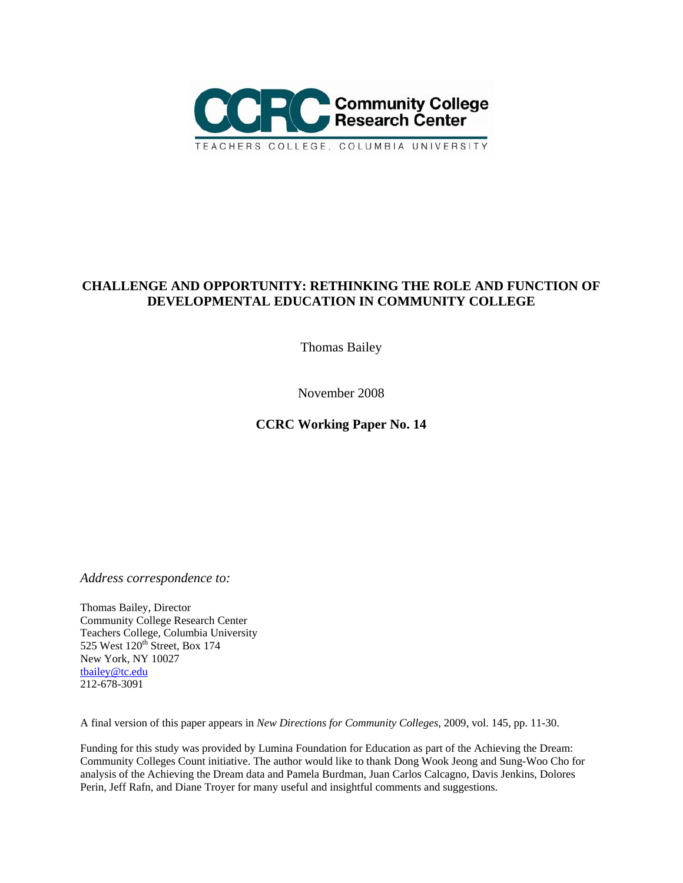**CCRC Community College Research Center**

TEACHERS COLLEGE, COLUMBIA UNIVERSITY

# CHALLENGE AND OPPORTUNITY: RETHINKING THE ROLE AND FUNCTION OF DEVELOPMENTAL EDUCATION IN COMMUNITY COLLEGE

Thomas Bailey

November 2008

**CCRC Working Paper No. 14**

*Address correspondence to:*

Thomas Bailey, Director
Community College Research Center
Teachers College, Columbia University
525 West 120th Street, Box 174
New York, NY 10027
tbailey@tc.edu
212-678-3091

A final version of this paper appears in *New Directions for Community Colleges*, 2009, vol. 145, pp. 11-30.

Funding for this study was provided by Lumina Foundation for Education as part of the Achieving the Dream: Community Colleges Count initiative. The author would like to thank Dong Wook Jeong and Sung-Woo Cho for analysis of the Achieving the Dream data and Pamela Burdman, Juan Carlos Calcagno, Davis Jenkins, Dolores Perin, Jeff Rafn, and Diane Troyer for many useful and insightful comments and suggestions.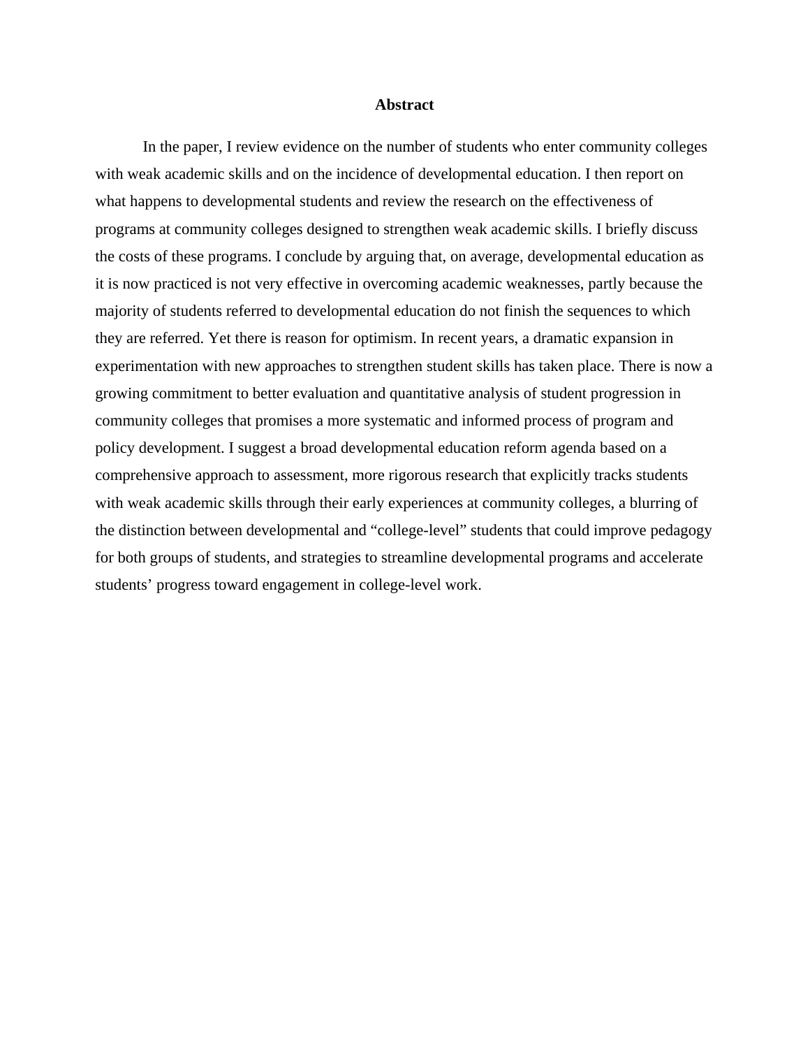## Abstract

In the paper, I review evidence on the number of students who enter community colleges with weak academic skills and on the incidence of developmental education. I then report on what happens to developmental students and review the research on the effectiveness of programs at community colleges designed to strengthen weak academic skills. I briefly discuss the costs of these programs. I conclude by arguing that, on average, developmental education as it is now practiced is not very effective in overcoming academic weaknesses, partly because the majority of students referred to developmental education do not finish the sequences to which they are referred. Yet there is reason for optimism. In recent years, a dramatic expansion in experimentation with new approaches to strengthen student skills has taken place. There is now a growing commitment to better evaluation and quantitative analysis of student progression in community colleges that promises a more systematic and informed process of program and policy development. I suggest a broad developmental education reform agenda based on a comprehensive approach to assessment, more rigorous research that explicitly tracks students with weak academic skills through their early experiences at community colleges, a blurring of the distinction between developmental and "college-level" students that could improve pedagogy for both groups of students, and strategies to streamline developmental programs and accelerate students' progress toward engagement in college-level work.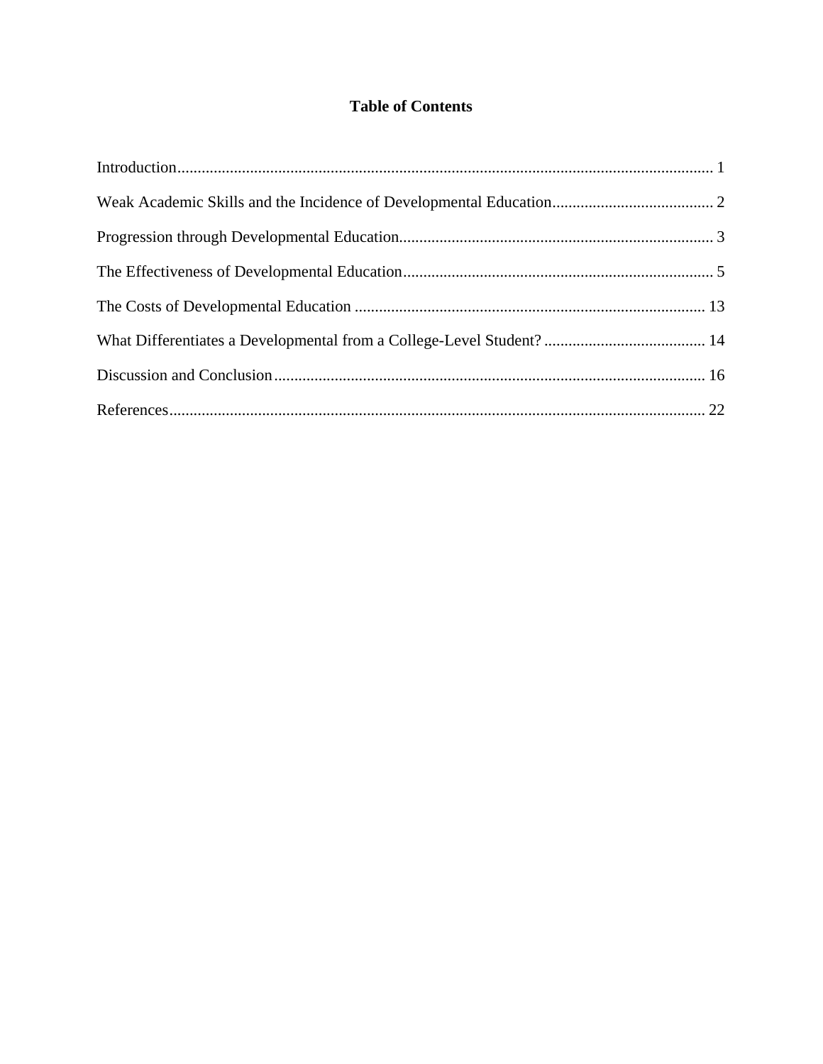# Table of Contents

Introduction........................................................................................................................ 1

Weak Academic Skills and the Incidence of Developmental Education........................................ 2

Progression through Developmental Education............................................................................. 3

The Effectiveness of Developmental Education............................................................................. 5

The Costs of Developmental Education ....................................................................................... 13

What Differentiates a Developmental from a College-Level Student? ........................................ 14

Discussion and Conclusion.......................................................................................................... 16

References..................................................................................................................................... 22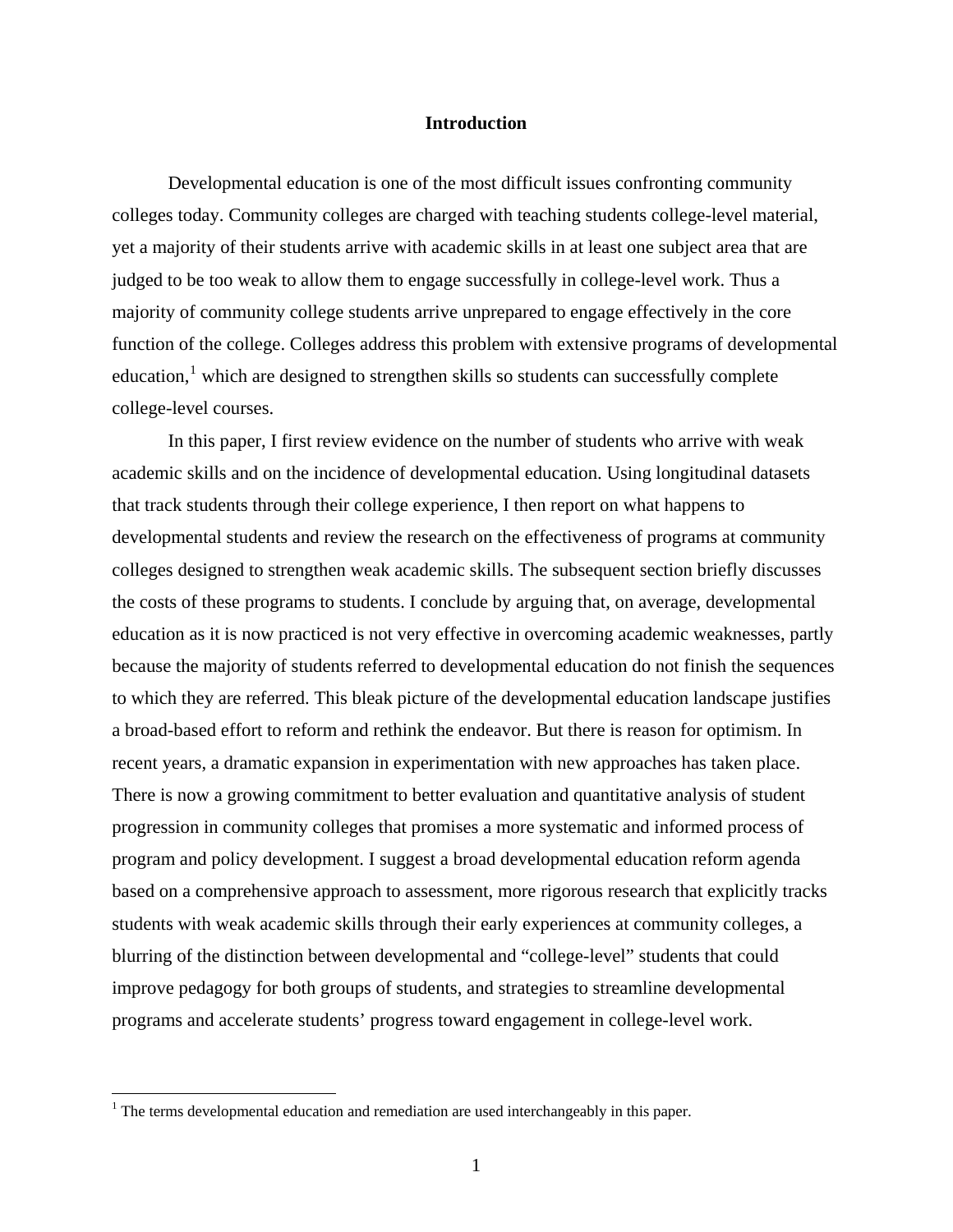## Introduction

Developmental education is one of the most difficult issues confronting community colleges today. Community colleges are charged with teaching students college-level material, yet a majority of their students arrive with academic skills in at least one subject area that are judged to be too weak to allow them to engage successfully in college-level work. Thus a majority of community college students arrive unprepared to engage effectively in the core function of the college. Colleges address this problem with extensive programs of developmental education,[1] which are designed to strengthen skills so students can successfully complete college-level courses.

In this paper, I first review evidence on the number of students who arrive with weak academic skills and on the incidence of developmental education. Using longitudinal datasets that track students through their college experience, I then report on what happens to developmental students and review the research on the effectiveness of programs at community colleges designed to strengthen weak academic skills. The subsequent section briefly discusses the costs of these programs to students. I conclude by arguing that, on average, developmental education as it is now practiced is not very effective in overcoming academic weaknesses, partly because the majority of students referred to developmental education do not finish the sequences to which they are referred. This bleak picture of the developmental education landscape justifies a broad-based effort to reform and rethink the endeavor. But there is reason for optimism. In recent years, a dramatic expansion in experimentation with new approaches has taken place. There is now a growing commitment to better evaluation and quantitative analysis of student progression in community colleges that promises a more systematic and informed process of program and policy development. I suggest a broad developmental education reform agenda based on a comprehensive approach to assessment, more rigorous research that explicitly tracks students with weak academic skills through their early experiences at community colleges, a blurring of the distinction between developmental and "college-level" students that could improve pedagogy for both groups of students, and strategies to streamline developmental programs and accelerate students' progress toward engagement in college-level work.

[1] The terms developmental education and remediation are used interchangeably in this paper.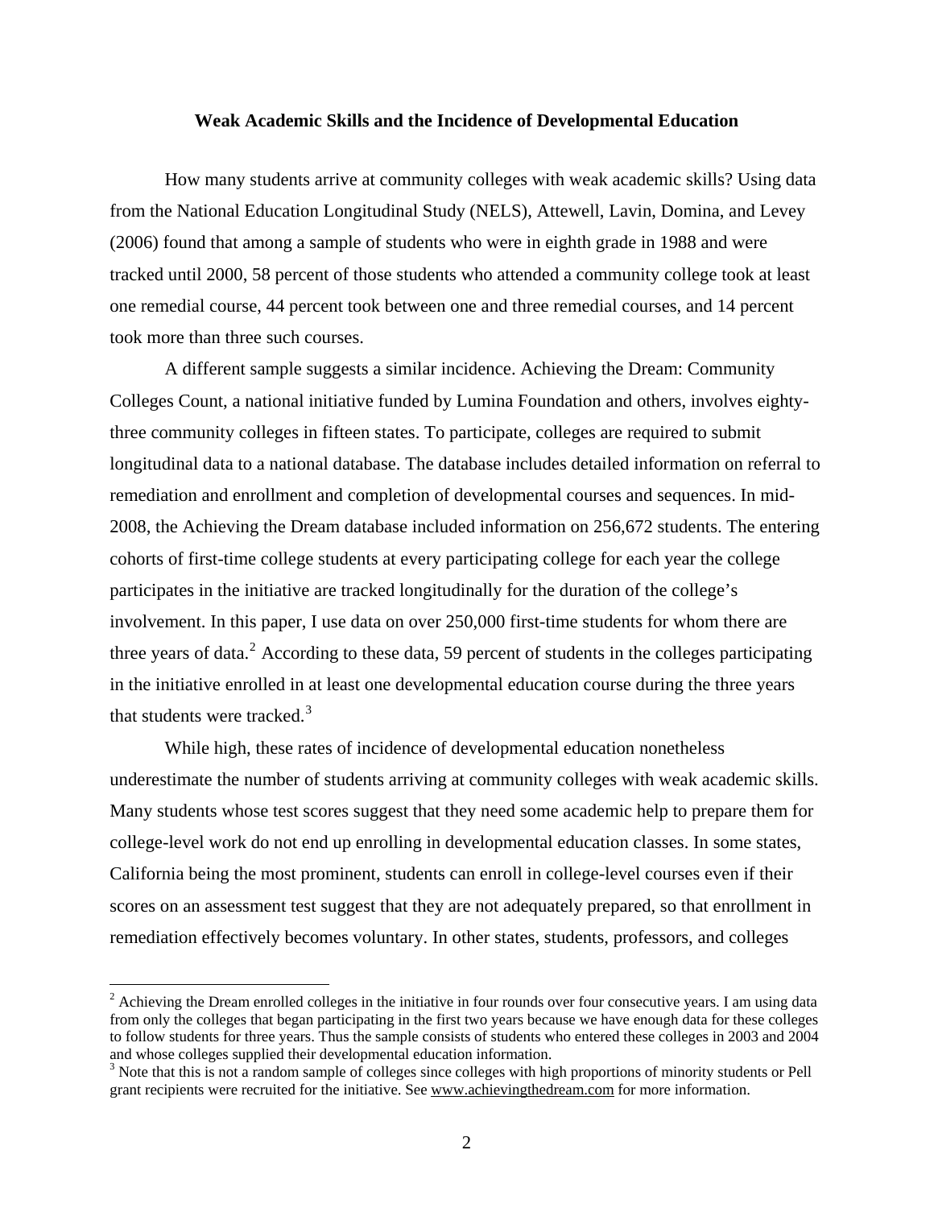**Weak Academic Skills and the Incidence of Developmental Education**

How many students arrive at community colleges with weak academic skills? Using data from the National Education Longitudinal Study (NELS), Attewell, Lavin, Domina, and Levey (2006) found that among a sample of students who were in eighth grade in 1988 and were tracked until 2000, 58 percent of those students who attended a community college took at least one remedial course, 44 percent took between one and three remedial courses, and 14 percent took more than three such courses.

A different sample suggests a similar incidence. Achieving the Dream: Community Colleges Count, a national initiative funded by Lumina Foundation and others, involves eighty-three community colleges in fifteen states. To participate, colleges are required to submit longitudinal data to a national database. The database includes detailed information on referral to remediation and enrollment and completion of developmental courses and sequences. In mid-2008, the Achieving the Dream database included information on 256,672 students. The entering cohorts of first-time college students at every participating college for each year the college participates in the initiative are tracked longitudinally for the duration of the college's involvement. In this paper, I use data on over 250,000 first-time students for whom there are three years of data.[2] According to these data, 59 percent of students in the colleges participating in the initiative enrolled in at least one developmental education course during the three years that students were tracked.[3]

While high, these rates of incidence of developmental education nonetheless underestimate the number of students arriving at community colleges with weak academic skills. Many students whose test scores suggest that they need some academic help to prepare them for college-level work do not end up enrolling in developmental education classes. In some states, California being the most prominent, students can enroll in college-level courses even if their scores on an assessment test suggest that they are not adequately prepared, so that enrollment in remediation effectively becomes voluntary. In other states, students, professors, and colleges

[2] Achieving the Dream enrolled colleges in the initiative in four rounds over four consecutive years. I am using data from only the colleges that began participating in the first two years because we have enough data for these colleges to follow students for three years. Thus the sample consists of students who entered these colleges in 2003 and 2004 and whose colleges supplied their developmental education information.

[3] Note that this is not a random sample of colleges since colleges with high proportions of minority students or Pell grant recipients were recruited for the initiative. See www.achievingthedream.com for more information.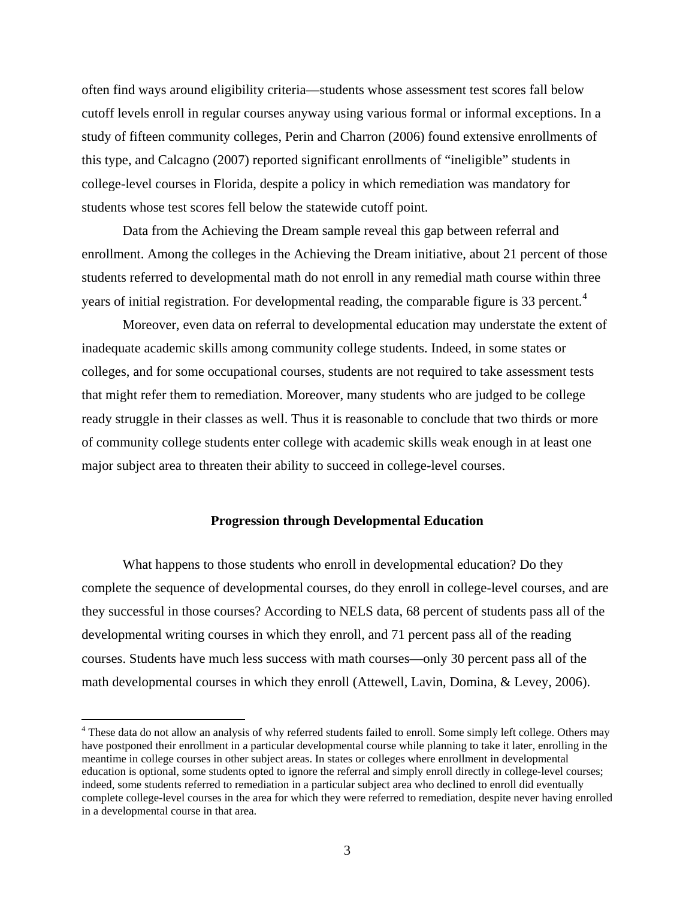often find ways around eligibility criteria—students whose assessment test scores fall below cutoff levels enroll in regular courses anyway using various formal or informal exceptions. In a study of fifteen community colleges, Perin and Charron (2006) found extensive enrollments of this type, and Calcagno (2007) reported significant enrollments of "ineligible" students in college-level courses in Florida, despite a policy in which remediation was mandatory for students whose test scores fell below the statewide cutoff point.

Data from the Achieving the Dream sample reveal this gap between referral and enrollment. Among the colleges in the Achieving the Dream initiative, about 21 percent of those students referred to developmental math do not enroll in any remedial math course within three years of initial registration. For developmental reading, the comparable figure is 33 percent.[4]

Moreover, even data on referral to developmental education may understate the extent of inadequate academic skills among community college students. Indeed, in some states or colleges, and for some occupational courses, students are not required to take assessment tests that might refer them to remediation. Moreover, many students who are judged to be college ready struggle in their classes as well. Thus it is reasonable to conclude that two thirds or more of community college students enter college with academic skills weak enough in at least one major subject area to threaten their ability to succeed in college-level courses.

### Progression through Developmental Education

What happens to those students who enroll in developmental education? Do they complete the sequence of developmental courses, do they enroll in college-level courses, and are they successful in those courses? According to NELS data, 68 percent of students pass all of the developmental writing courses in which they enroll, and 71 percent pass all of the reading courses. Students have much less success with math courses—only 30 percent pass all of the math developmental courses in which they enroll (Attewell, Lavin, Domina, & Levey, 2006).

---

[4] These data do not allow an analysis of why referred students failed to enroll. Some simply left college. Others may have postponed their enrollment in a particular developmental course while planning to take it later, enrolling in the meantime in college courses in other subject areas. In states or colleges where enrollment in developmental education is optional, some students opted to ignore the referral and simply enroll directly in college-level courses; indeed, some students referred to remediation in a particular subject area who declined to enroll did eventually complete college-level courses in the area for which they were referred to remediation, despite never having enrolled in a developmental course in that area.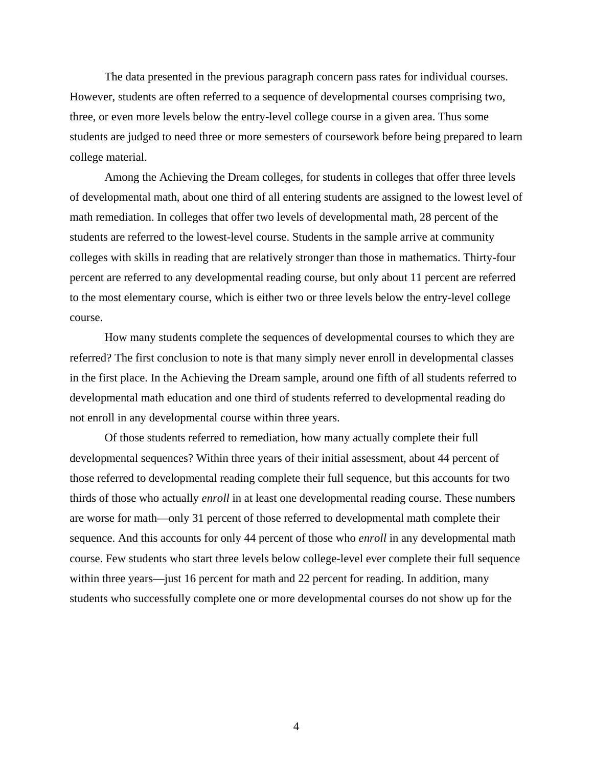The data presented in the previous paragraph concern pass rates for individual courses. However, students are often referred to a sequence of developmental courses comprising two, three, or even more levels below the entry-level college course in a given area. Thus some students are judged to need three or more semesters of coursework before being prepared to learn college material.

Among the Achieving the Dream colleges, for students in colleges that offer three levels of developmental math, about one third of all entering students are assigned to the lowest level of math remediation. In colleges that offer two levels of developmental math, 28 percent of the students are referred to the lowest-level course. Students in the sample arrive at community colleges with skills in reading that are relatively stronger than those in mathematics. Thirty-four percent are referred to any developmental reading course, but only about 11 percent are referred to the most elementary course, which is either two or three levels below the entry-level college course.

How many students complete the sequences of developmental courses to which they are referred? The first conclusion to note is that many simply never enroll in developmental classes in the first place. In the Achieving the Dream sample, around one fifth of all students referred to developmental math education and one third of students referred to developmental reading do not enroll in any developmental course within three years.

Of those students referred to remediation, how many actually complete their full developmental sequences? Within three years of their initial assessment, about 44 percent of those referred to developmental reading complete their full sequence, but this accounts for two thirds of those who actually *enroll* in at least one developmental reading course. These numbers are worse for math—only 31 percent of those referred to developmental math complete their sequence. And this accounts for only 44 percent of those who *enroll* in any developmental math course. Few students who start three levels below college-level ever complete their full sequence within three years—just 16 percent for math and 22 percent for reading. In addition, many students who successfully complete one or more developmental courses do not show up for the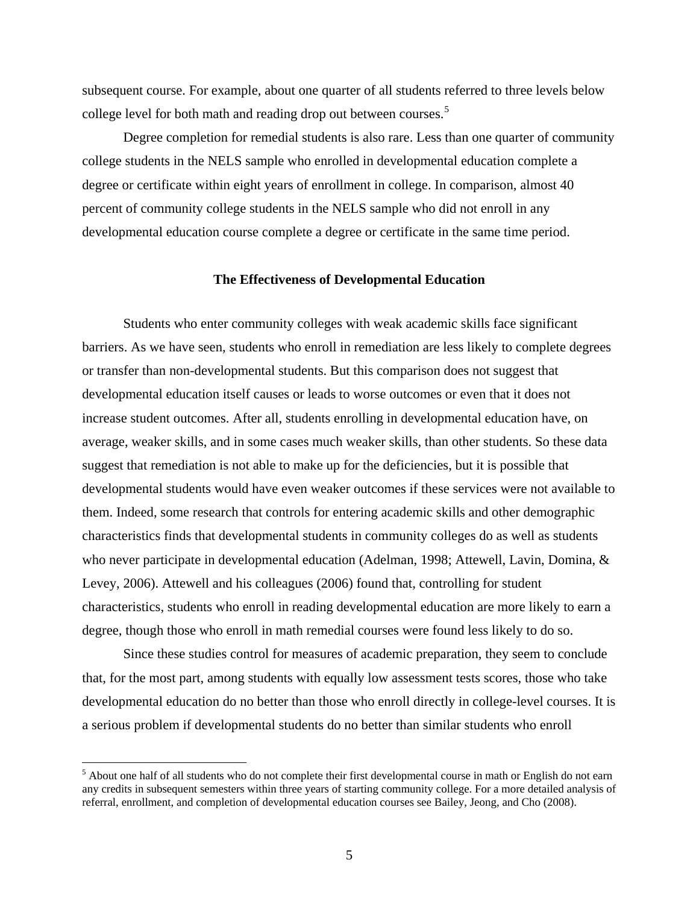subsequent course. For example, about one quarter of all students referred to three levels below college level for both math and reading drop out between courses.[5]

Degree completion for remedial students is also rare. Less than one quarter of community college students in the NELS sample who enrolled in developmental education complete a degree or certificate within eight years of enrollment in college. In comparison, almost 40 percent of community college students in the NELS sample who did not enroll in any developmental education course complete a degree or certificate in the same time period.

## The Effectiveness of Developmental Education

Students who enter community colleges with weak academic skills face significant barriers. As we have seen, students who enroll in remediation are less likely to complete degrees or transfer than non-developmental students. But this comparison does not suggest that developmental education itself causes or leads to worse outcomes or even that it does not increase student outcomes. After all, students enrolling in developmental education have, on average, weaker skills, and in some cases much weaker skills, than other students. So these data suggest that remediation is not able to make up for the deficiencies, but it is possible that developmental students would have even weaker outcomes if these services were not available to them. Indeed, some research that controls for entering academic skills and other demographic characteristics finds that developmental students in community colleges do as well as students who never participate in developmental education (Adelman, 1998; Attewell, Lavin, Domina, & Levey, 2006). Attewell and his colleagues (2006) found that, controlling for student characteristics, students who enroll in reading developmental education are more likely to earn a degree, though those who enroll in math remedial courses were found less likely to do so.

Since these studies control for measures of academic preparation, they seem to conclude that, for the most part, among students with equally low assessment tests scores, those who take developmental education do no better than those who enroll directly in college-level courses. It is a serious problem if developmental students do no better than similar students who enroll

[5] About one half of all students who do not complete their first developmental course in math or English do not earn any credits in subsequent semesters within three years of starting community college. For a more detailed analysis of referral, enrollment, and completion of developmental education courses see Bailey, Jeong, and Cho (2008).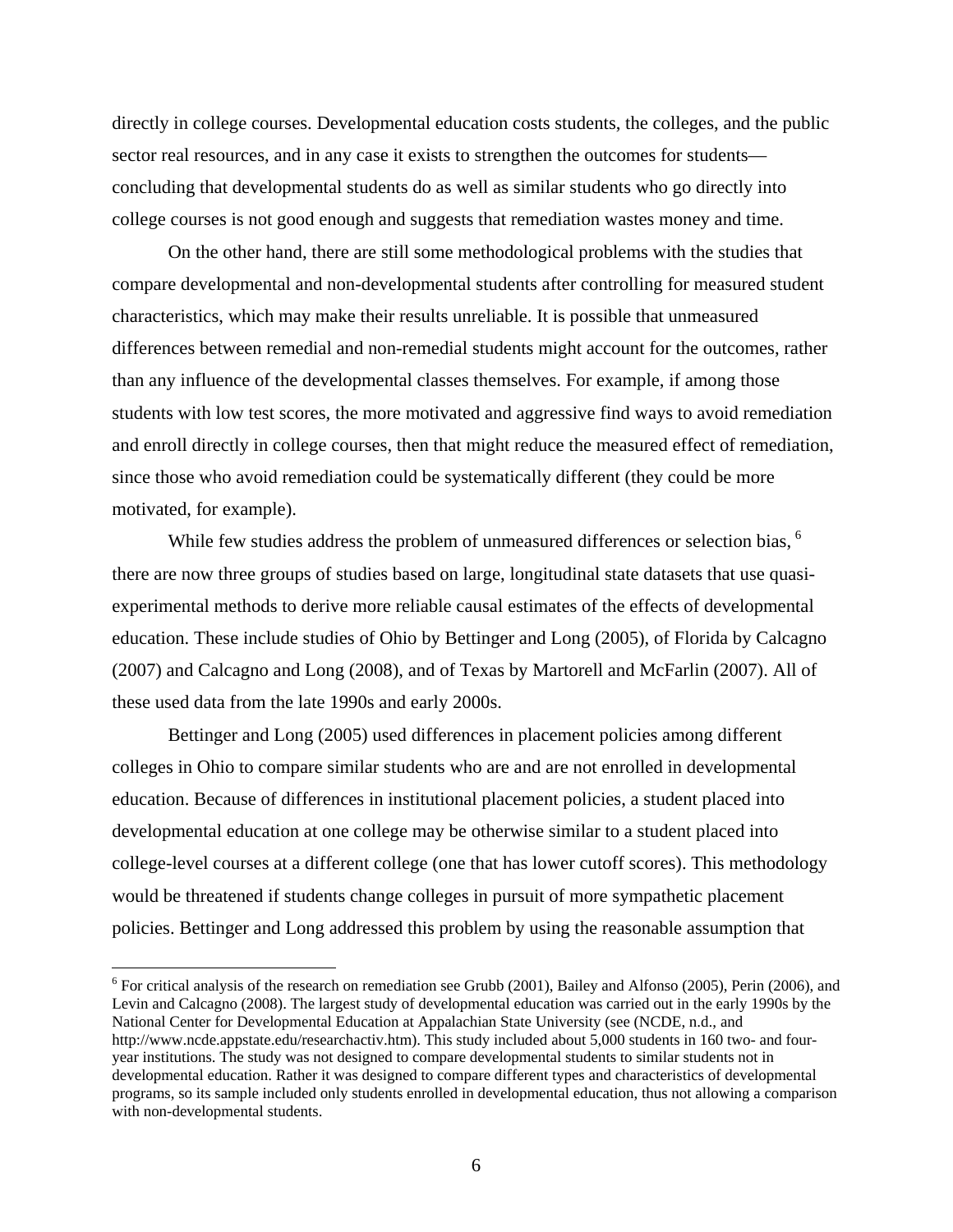directly in college courses. Developmental education costs students, the colleges, and the public sector real resources, and in any case it exists to strengthen the outcomes for students—concluding that developmental students do as well as similar students who go directly into college courses is not good enough and suggests that remediation wastes money and time.

On the other hand, there are still some methodological problems with the studies that compare developmental and non-developmental students after controlling for measured student characteristics, which may make their results unreliable. It is possible that unmeasured differences between remedial and non-remedial students might account for the outcomes, rather than any influence of the developmental classes themselves. For example, if among those students with low test scores, the more motivated and aggressive find ways to avoid remediation and enroll directly in college courses, then that might reduce the measured effect of remediation, since those who avoid remediation could be systematically different (they could be more motivated, for example).

While few studies address the problem of unmeasured differences or selection bias, [6] there are now three groups of studies based on large, longitudinal state datasets that use quasi-experimental methods to derive more reliable causal estimates of the effects of developmental education. These include studies of Ohio by Bettinger and Long (2005), of Florida by Calcagno (2007) and Calcagno and Long (2008), and of Texas by Martorell and McFarlin (2007). All of these used data from the late 1990s and early 2000s.

Bettinger and Long (2005) used differences in placement policies among different colleges in Ohio to compare similar students who are and are not enrolled in developmental education. Because of differences in institutional placement policies, a student placed into developmental education at one college may be otherwise similar to a student placed into college-level courses at a different college (one that has lower cutoff scores). This methodology would be threatened if students change colleges in pursuit of more sympathetic placement policies. Bettinger and Long addressed this problem by using the reasonable assumption that

---

[6] For critical analysis of the research on remediation see Grubb (2001), Bailey and Alfonso (2005), Perin (2006), and Levin and Calcagno (2008). The largest study of developmental education was carried out in the early 1990s by the National Center for Developmental Education at Appalachian State University (see (NCDE, n.d., and http://www.ncde.appstate.edu/researchactiv.htm). This study included about 5,000 students in 160 two- and four-year institutions. The study was not designed to compare developmental students to similar students not in developmental education. Rather it was designed to compare different types and characteristics of developmental programs, so its sample included only students enrolled in developmental education, thus not allowing a comparison with non-developmental students.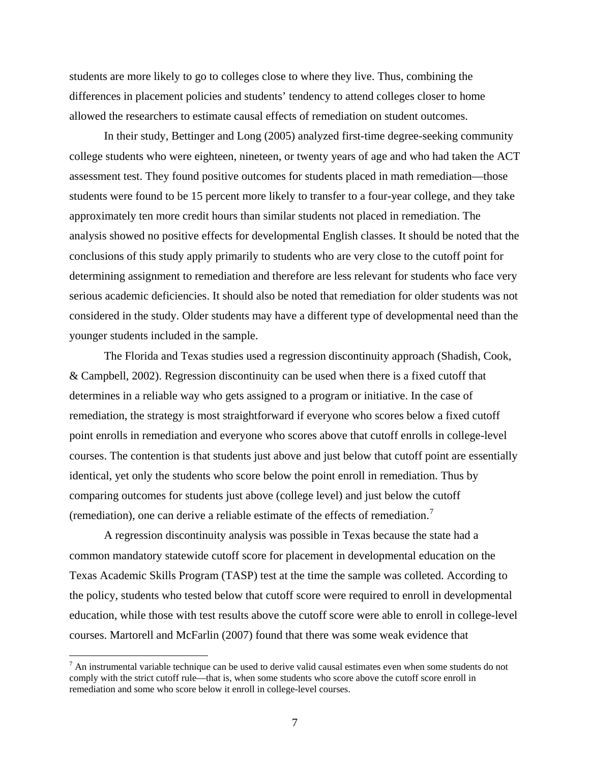students are more likely to go to colleges close to where they live. Thus, combining the differences in placement policies and students' tendency to attend colleges closer to home allowed the researchers to estimate causal effects of remediation on student outcomes.

In their study, Bettinger and Long (2005) analyzed first-time degree-seeking community college students who were eighteen, nineteen, or twenty years of age and who had taken the ACT assessment test. They found positive outcomes for students placed in math remediation—those students were found to be 15 percent more likely to transfer to a four-year college, and they take approximately ten more credit hours than similar students not placed in remediation. The analysis showed no positive effects for developmental English classes. It should be noted that the conclusions of this study apply primarily to students who are very close to the cutoff point for determining assignment to remediation and therefore are less relevant for students who face very serious academic deficiencies. It should also be noted that remediation for older students was not considered in the study. Older students may have a different type of developmental need than the younger students included in the sample.

The Florida and Texas studies used a regression discontinuity approach (Shadish, Cook, & Campbell, 2002). Regression discontinuity can be used when there is a fixed cutoff that determines in a reliable way who gets assigned to a program or initiative. In the case of remediation, the strategy is most straightforward if everyone who scores below a fixed cutoff point enrolls in remediation and everyone who scores above that cutoff enrolls in college-level courses. The contention is that students just above and just below that cutoff point are essentially identical, yet only the students who score below the point enroll in remediation. Thus by comparing outcomes for students just above (college level) and just below the cutoff (remediation), one can derive a reliable estimate of the effects of remediation.[7]

A regression discontinuity analysis was possible in Texas because the state had a common mandatory statewide cutoff score for placement in developmental education on the Texas Academic Skills Program (TASP) test at the time the sample was colleted. According to the policy, students who tested below that cutoff score were required to enroll in developmental education, while those with test results above the cutoff score were able to enroll in college-level courses. Martorell and McFarlin (2007) found that there was some weak evidence that

[7] An instrumental variable technique can be used to derive valid causal estimates even when some students do not comply with the strict cutoff rule—that is, when some students who score above the cutoff score enroll in remediation and some who score below it enroll in college-level courses.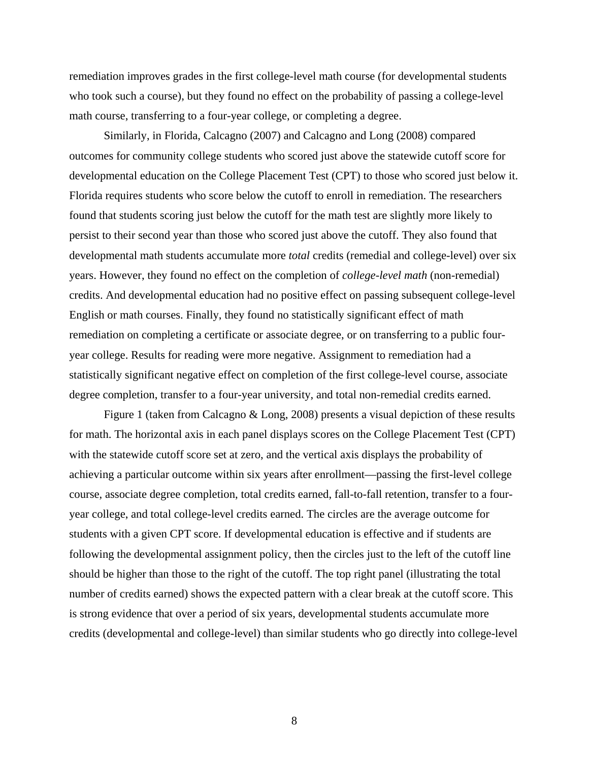remediation improves grades in the first college-level math course (for developmental students who took such a course), but they found no effect on the probability of passing a college-level math course, transferring to a four-year college, or completing a degree.

Similarly, in Florida, Calcagno (2007) and Calcagno and Long (2008) compared outcomes for community college students who scored just above the statewide cutoff score for developmental education on the College Placement Test (CPT) to those who scored just below it. Florida requires students who score below the cutoff to enroll in remediation. The researchers found that students scoring just below the cutoff for the math test are slightly more likely to persist to their second year than those who scored just above the cutoff. They also found that developmental math students accumulate more *total* credits (remedial and college-level) over six years. However, they found no effect on the completion of *college-level math* (non-remedial) credits. And developmental education had no positive effect on passing subsequent college-level English or math courses. Finally, they found no statistically significant effect of math remediation on completing a certificate or associate degree, or on transferring to a public four-year college. Results for reading were more negative. Assignment to remediation had a statistically significant negative effect on completion of the first college-level course, associate degree completion, transfer to a four-year university, and total non-remedial credits earned.

Figure 1 (taken from Calcagno & Long, 2008) presents a visual depiction of these results for math. The horizontal axis in each panel displays scores on the College Placement Test (CPT) with the statewide cutoff score set at zero, and the vertical axis displays the probability of achieving a particular outcome within six years after enrollment—passing the first-level college course, associate degree completion, total credits earned, fall-to-fall retention, transfer to a four-year college, and total college-level credits earned. The circles are the average outcome for students with a given CPT score. If developmental education is effective and if students are following the developmental assignment policy, then the circles just to the left of the cutoff line should be higher than those to the right of the cutoff. The top right panel (illustrating the total number of credits earned) shows the expected pattern with a clear break at the cutoff score. This is strong evidence that over a period of six years, developmental students accumulate more credits (developmental and college-level) than similar students who go directly into college-level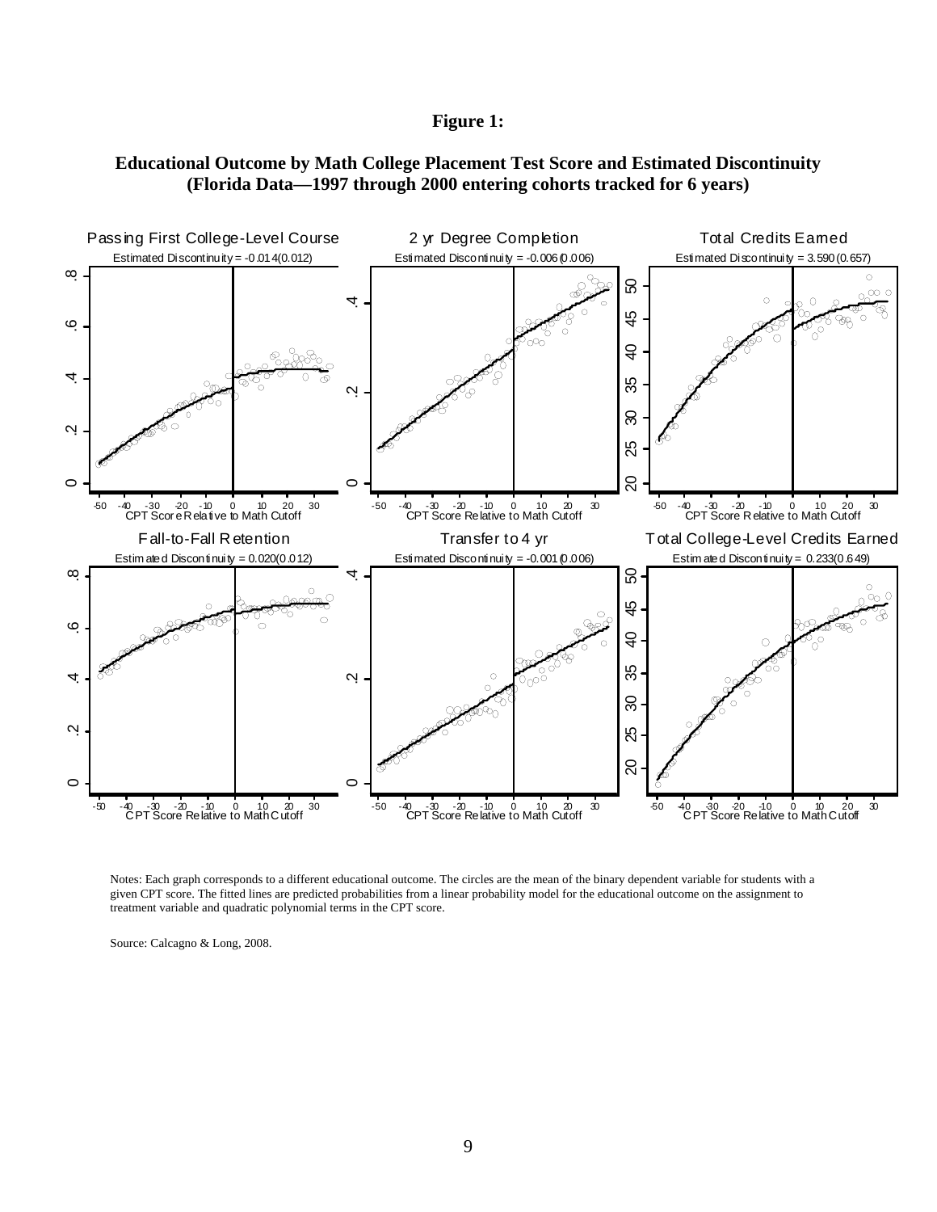**Figure 1:**

**Educational Outcome by Math College Placement Test Score and Estimated Discontinuity (Florida Data—1997 through 2000 entering cohorts tracked for 6 years)**

Passing First College-Level Course
Estimated Discontinuity = -0.014(0.012)

2 yr Degree Completion
Estimated Discontinuity = -0.006(0.006)

Total Credits Earned
Estimated Discontinuity = 3.590(0.657)

Fall-to-Fall Retention
Estimated Discontinuity = 0.020(0.012)

Transfer to 4 yr
Estimated Discontinuity = -0.001(0.006)

Total College-Level Credits Earned
Estimated Discontinuity = 0.233(0.649)

CPT Score Relative to Math Cutoff

Notes: Each graph corresponds to a different educational outcome. The circles are the mean of the binary dependent variable for students with a given CPT score. The fitted lines are predicted probabilities from a linear probability model for the educational outcome on the assignment to treatment variable and quadratic polynomial terms in the CPT score.

Source: Calcagno & Long, 2008.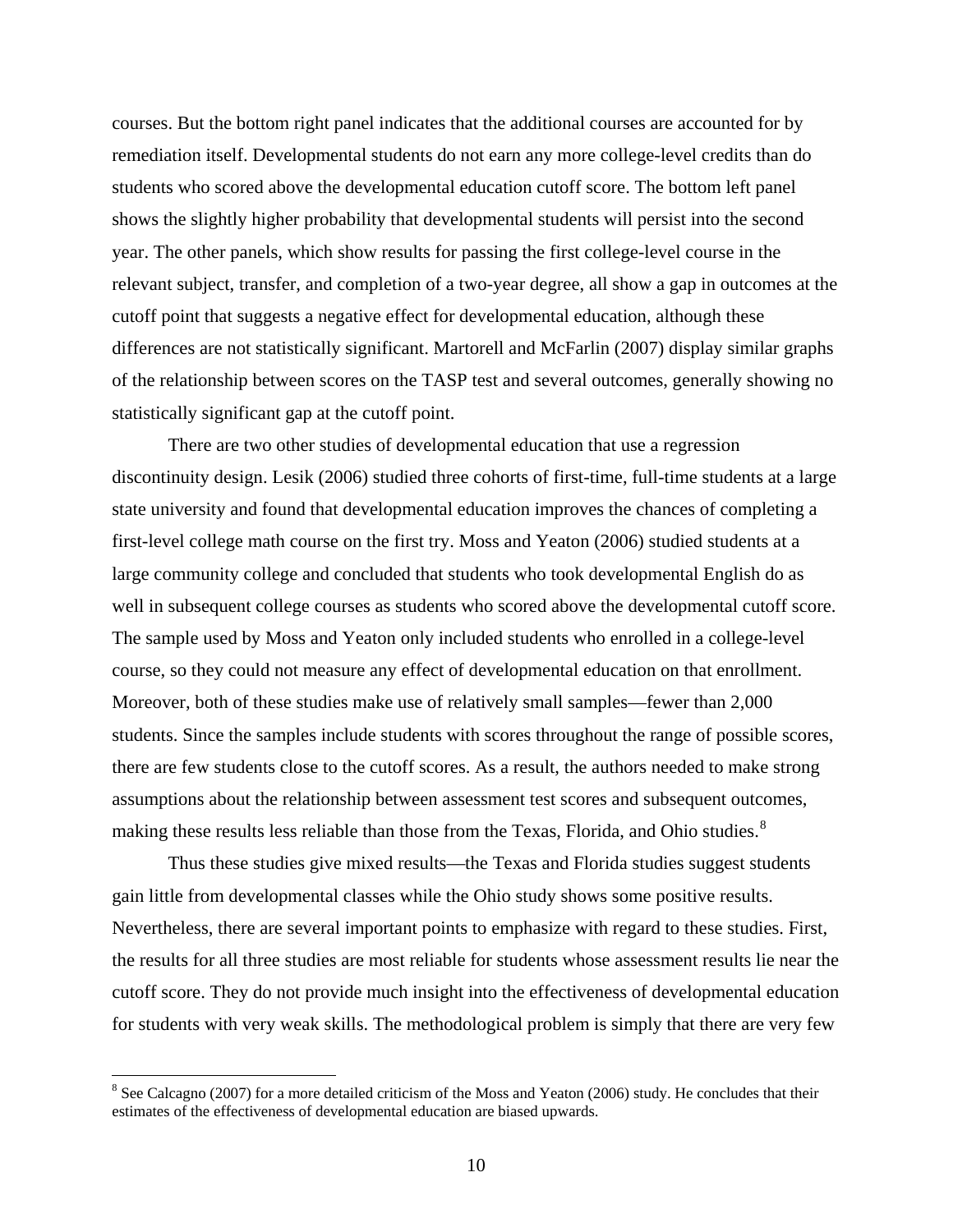courses. But the bottom right panel indicates that the additional courses are accounted for by remediation itself. Developmental students do not earn any more college-level credits than do students who scored above the developmental education cutoff score. The bottom left panel shows the slightly higher probability that developmental students will persist into the second year. The other panels, which show results for passing the first college-level course in the relevant subject, transfer, and completion of a two-year degree, all show a gap in outcomes at the cutoff point that suggests a negative effect for developmental education, although these differences are not statistically significant. Martorell and McFarlin (2007) display similar graphs of the relationship between scores on the TASP test and several outcomes, generally showing no statistically significant gap at the cutoff point.

There are two other studies of developmental education that use a regression discontinuity design. Lesik (2006) studied three cohorts of first-time, full-time students at a large state university and found that developmental education improves the chances of completing a first-level college math course on the first try. Moss and Yeaton (2006) studied students at a large community college and concluded that students who took developmental English do as well in subsequent college courses as students who scored above the developmental cutoff score. The sample used by Moss and Yeaton only included students who enrolled in a college-level course, so they could not measure any effect of developmental education on that enrollment. Moreover, both of these studies make use of relatively small samples—fewer than 2,000 students. Since the samples include students with scores throughout the range of possible scores, there are few students close to the cutoff scores. As a result, the authors needed to make strong assumptions about the relationship between assessment test scores and subsequent outcomes, making these results less reliable than those from the Texas, Florida, and Ohio studies.[8]

Thus these studies give mixed results—the Texas and Florida studies suggest students gain little from developmental classes while the Ohio study shows some positive results. Nevertheless, there are several important points to emphasize with regard to these studies. First, the results for all three studies are most reliable for students whose assessment results lie near the cutoff score. They do not provide much insight into the effectiveness of developmental education for students with very weak skills. The methodological problem is simply that there are very few

[8] See Calcagno (2007) for a more detailed criticism of the Moss and Yeaton (2006) study. He concludes that their estimates of the effectiveness of developmental education are biased upwards.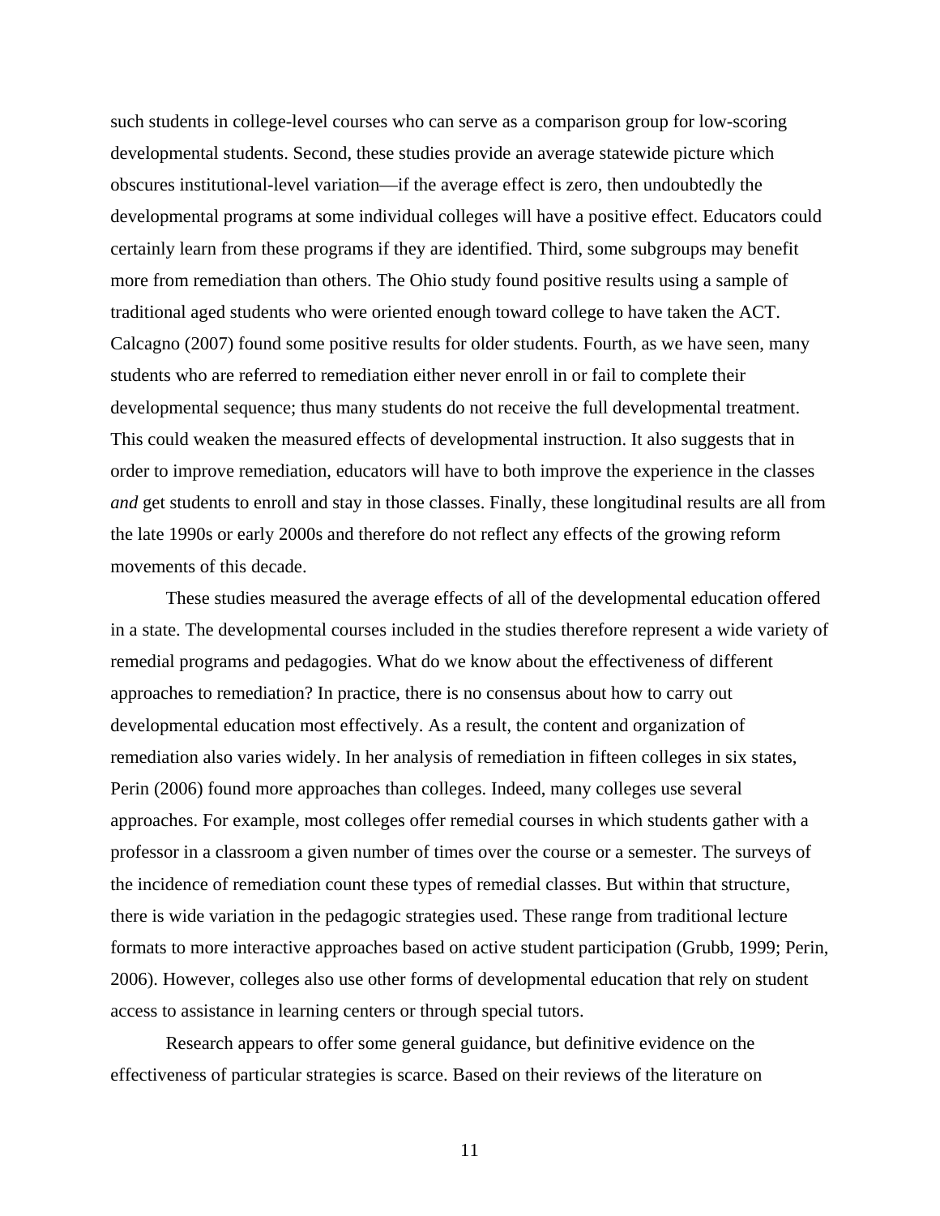such students in college-level courses who can serve as a comparison group for low-scoring developmental students. Second, these studies provide an average statewide picture which obscures institutional-level variation—if the average effect is zero, then undoubtedly the developmental programs at some individual colleges will have a positive effect. Educators could certainly learn from these programs if they are identified. Third, some subgroups may benefit more from remediation than others. The Ohio study found positive results using a sample of traditional aged students who were oriented enough toward college to have taken the ACT. Calcagno (2007) found some positive results for older students. Fourth, as we have seen, many students who are referred to remediation either never enroll in or fail to complete their developmental sequence; thus many students do not receive the full developmental treatment. This could weaken the measured effects of developmental instruction. It also suggests that in order to improve remediation, educators will have to both improve the experience in the classes *and* get students to enroll and stay in those classes. Finally, these longitudinal results are all from the late 1990s or early 2000s and therefore do not reflect any effects of the growing reform movements of this decade.

These studies measured the average effects of all of the developmental education offered in a state. The developmental courses included in the studies therefore represent a wide variety of remedial programs and pedagogies. What do we know about the effectiveness of different approaches to remediation? In practice, there is no consensus about how to carry out developmental education most effectively. As a result, the content and organization of remediation also varies widely. In her analysis of remediation in fifteen colleges in six states, Perin (2006) found more approaches than colleges. Indeed, many colleges use several approaches. For example, most colleges offer remedial courses in which students gather with a professor in a classroom a given number of times over the course or a semester. The surveys of the incidence of remediation count these types of remedial classes. But within that structure, there is wide variation in the pedagogic strategies used. These range from traditional lecture formats to more interactive approaches based on active student participation (Grubb, 1999; Perin, 2006). However, colleges also use other forms of developmental education that rely on student access to assistance in learning centers or through special tutors.

Research appears to offer some general guidance, but definitive evidence on the effectiveness of particular strategies is scarce. Based on their reviews of the literature on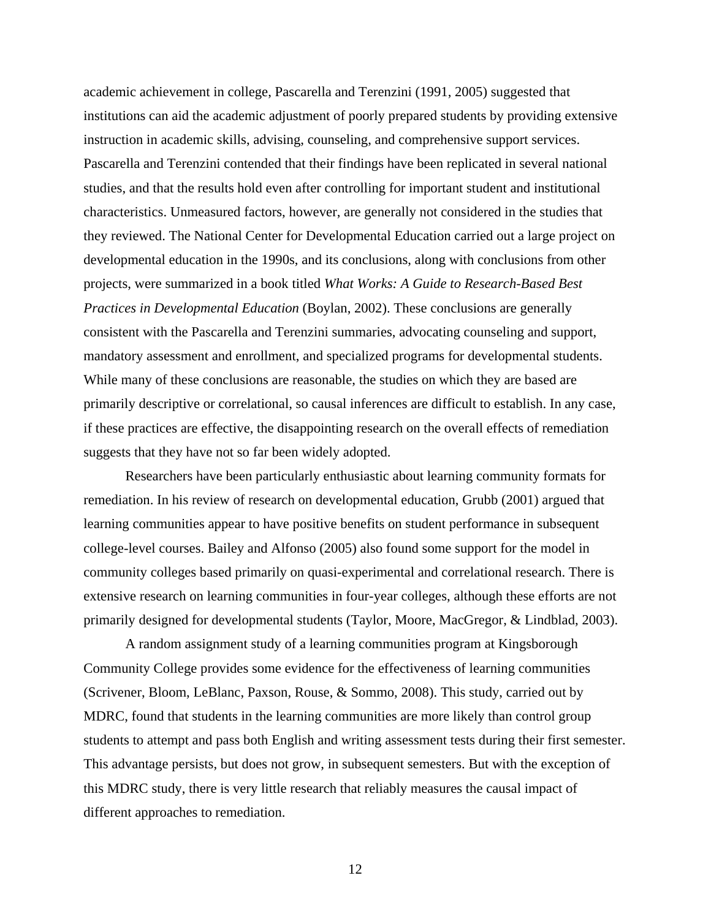academic achievement in college, Pascarella and Terenzini (1991, 2005) suggested that institutions can aid the academic adjustment of poorly prepared students by providing extensive instruction in academic skills, advising, counseling, and comprehensive support services. Pascarella and Terenzini contended that their findings have been replicated in several national studies, and that the results hold even after controlling for important student and institutional characteristics. Unmeasured factors, however, are generally not considered in the studies that they reviewed. The National Center for Developmental Education carried out a large project on developmental education in the 1990s, and its conclusions, along with conclusions from other projects, were summarized in a book titled *What Works: A Guide to Research-Based Best Practices in Developmental Education* (Boylan, 2002). These conclusions are generally consistent with the Pascarella and Terenzini summaries, advocating counseling and support, mandatory assessment and enrollment, and specialized programs for developmental students. While many of these conclusions are reasonable, the studies on which they are based are primarily descriptive or correlational, so causal inferences are difficult to establish. In any case, if these practices are effective, the disappointing research on the overall effects of remediation suggests that they have not so far been widely adopted.

Researchers have been particularly enthusiastic about learning community formats for remediation. In his review of research on developmental education, Grubb (2001) argued that learning communities appear to have positive benefits on student performance in subsequent college-level courses. Bailey and Alfonso (2005) also found some support for the model in community colleges based primarily on quasi-experimental and correlational research. There is extensive research on learning communities in four-year colleges, although these efforts are not primarily designed for developmental students (Taylor, Moore, MacGregor, & Lindblad, 2003).

A random assignment study of a learning communities program at Kingsborough Community College provides some evidence for the effectiveness of learning communities (Scrivener, Bloom, LeBlanc, Paxson, Rouse, & Sommo, 2008). This study, carried out by MDRC, found that students in the learning communities are more likely than control group students to attempt and pass both English and writing assessment tests during their first semester. This advantage persists, but does not grow, in subsequent semesters. But with the exception of this MDRC study, there is very little research that reliably measures the causal impact of different approaches to remediation.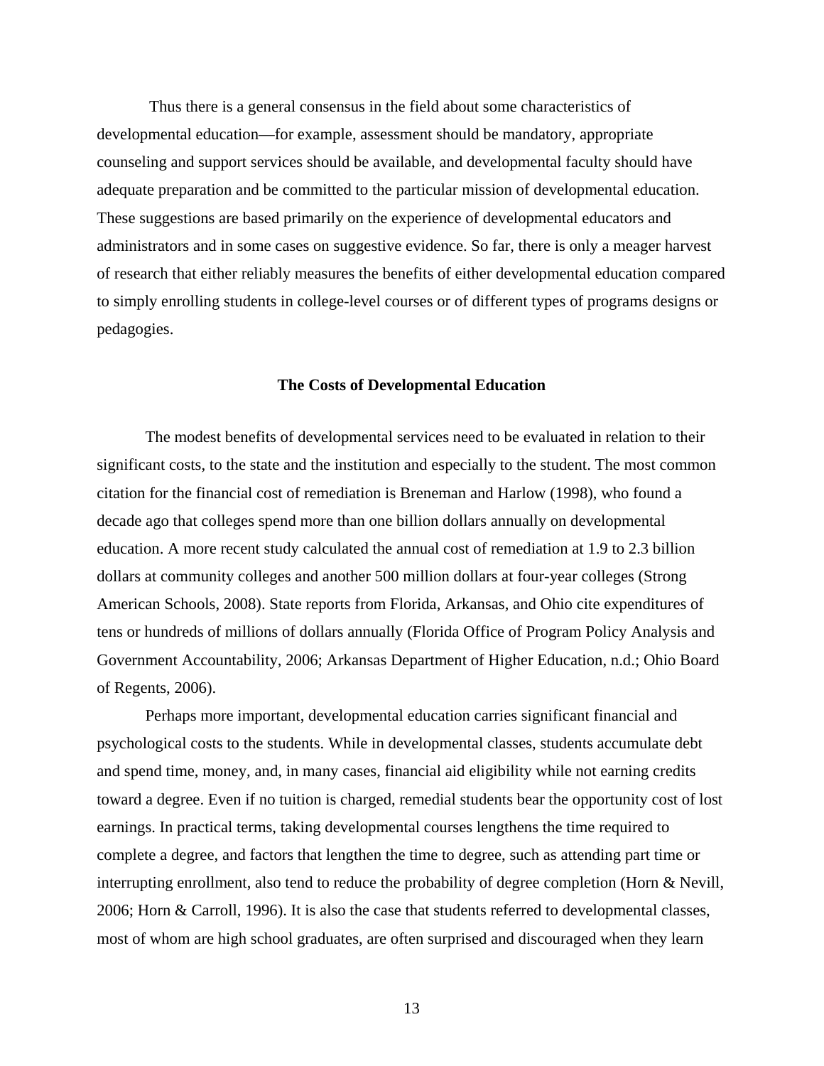Thus there is a general consensus in the field about some characteristics of developmental education—for example, assessment should be mandatory, appropriate counseling and support services should be available, and developmental faculty should have adequate preparation and be committed to the particular mission of developmental education. These suggestions are based primarily on the experience of developmental educators and administrators and in some cases on suggestive evidence. So far, there is only a meager harvest of research that either reliably measures the benefits of either developmental education compared to simply enrolling students in college-level courses or of different types of programs designs or pedagogies.

## The Costs of Developmental Education

The modest benefits of developmental services need to be evaluated in relation to their significant costs, to the state and the institution and especially to the student. The most common citation for the financial cost of remediation is Breneman and Harlow (1998), who found a decade ago that colleges spend more than one billion dollars annually on developmental education. A more recent study calculated the annual cost of remediation at 1.9 to 2.3 billion dollars at community colleges and another 500 million dollars at four-year colleges (Strong American Schools, 2008). State reports from Florida, Arkansas, and Ohio cite expenditures of tens or hundreds of millions of dollars annually (Florida Office of Program Policy Analysis and Government Accountability, 2006; Arkansas Department of Higher Education, n.d.; Ohio Board of Regents, 2006).

Perhaps more important, developmental education carries significant financial and psychological costs to the students. While in developmental classes, students accumulate debt and spend time, money, and, in many cases, financial aid eligibility while not earning credits toward a degree. Even if no tuition is charged, remedial students bear the opportunity cost of lost earnings. In practical terms, taking developmental courses lengthens the time required to complete a degree, and factors that lengthen the time to degree, such as attending part time or interrupting enrollment, also tend to reduce the probability of degree completion (Horn & Nevill, 2006; Horn & Carroll, 1996). It is also the case that students referred to developmental classes, most of whom are high school graduates, are often surprised and discouraged when they learn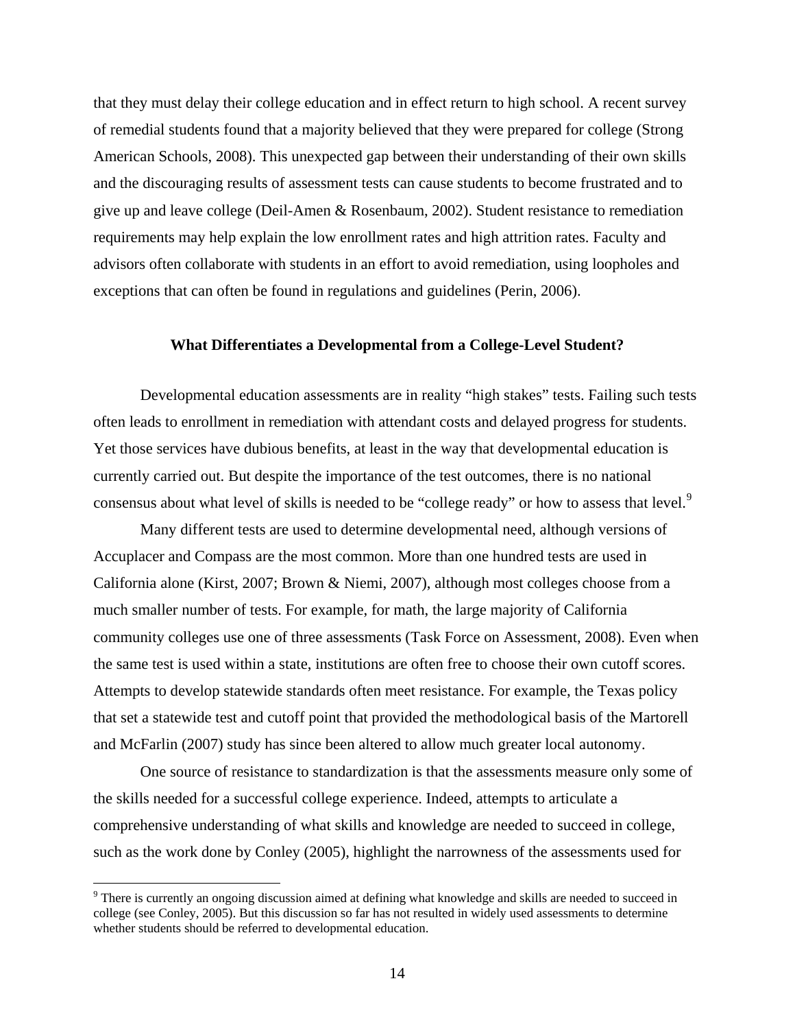that they must delay their college education and in effect return to high school. A recent survey of remedial students found that a majority believed that they were prepared for college (Strong American Schools, 2008). This unexpected gap between their understanding of their own skills and the discouraging results of assessment tests can cause students to become frustrated and to give up and leave college (Deil-Amen & Rosenbaum, 2002). Student resistance to remediation requirements may help explain the low enrollment rates and high attrition rates. Faculty and advisors often collaborate with students in an effort to avoid remediation, using loopholes and exceptions that can often be found in regulations and guidelines (Perin, 2006).

## What Differentiates a Developmental from a College-Level Student?

Developmental education assessments are in reality "high stakes" tests. Failing such tests often leads to enrollment in remediation with attendant costs and delayed progress for students. Yet those services have dubious benefits, at least in the way that developmental education is currently carried out. But despite the importance of the test outcomes, there is no national consensus about what level of skills is needed to be "college ready" or how to assess that level.[9]

Many different tests are used to determine developmental need, although versions of Accuplacer and Compass are the most common. More than one hundred tests are used in California alone (Kirst, 2007; Brown & Niemi, 2007), although most colleges choose from a much smaller number of tests. For example, for math, the large majority of California community colleges use one of three assessments (Task Force on Assessment, 2008). Even when the same test is used within a state, institutions are often free to choose their own cutoff scores. Attempts to develop statewide standards often meet resistance. For example, the Texas policy that set a statewide test and cutoff point that provided the methodological basis of the Martorell and McFarlin (2007) study has since been altered to allow much greater local autonomy.

One source of resistance to standardization is that the assessments measure only some of the skills needed for a successful college experience. Indeed, attempts to articulate a comprehensive understanding of what skills and knowledge are needed to succeed in college, such as the work done by Conley (2005), highlight the narrowness of the assessments used for

[9] There is currently an ongoing discussion aimed at defining what knowledge and skills are needed to succeed in college (see Conley, 2005). But this discussion so far has not resulted in widely used assessments to determine whether students should be referred to developmental education.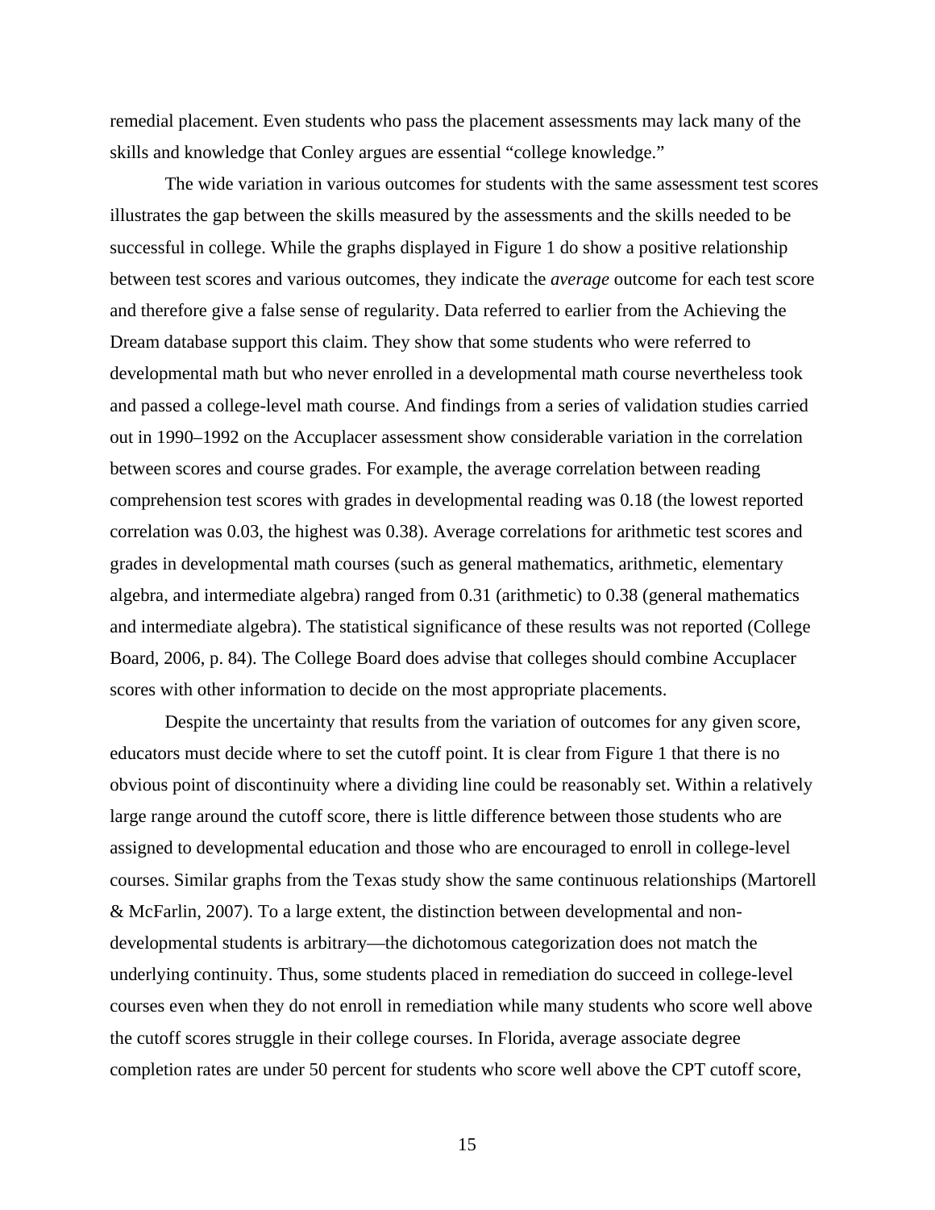remedial placement. Even students who pass the placement assessments may lack many of the skills and knowledge that Conley argues are essential "college knowledge."

The wide variation in various outcomes for students with the same assessment test scores illustrates the gap between the skills measured by the assessments and the skills needed to be successful in college. While the graphs displayed in Figure 1 do show a positive relationship between test scores and various outcomes, they indicate the *average* outcome for each test score and therefore give a false sense of regularity. Data referred to earlier from the Achieving the Dream database support this claim. They show that some students who were referred to developmental math but who never enrolled in a developmental math course nevertheless took and passed a college-level math course. And findings from a series of validation studies carried out in 1990–1992 on the Accuplacer assessment show considerable variation in the correlation between scores and course grades. For example, the average correlation between reading comprehension test scores with grades in developmental reading was 0.18 (the lowest reported correlation was 0.03, the highest was 0.38). Average correlations for arithmetic test scores and grades in developmental math courses (such as general mathematics, arithmetic, elementary algebra, and intermediate algebra) ranged from 0.31 (arithmetic) to 0.38 (general mathematics and intermediate algebra). The statistical significance of these results was not reported (College Board, 2006, p. 84). The College Board does advise that colleges should combine Accuplacer scores with other information to decide on the most appropriate placements.

Despite the uncertainty that results from the variation of outcomes for any given score, educators must decide where to set the cutoff point. It is clear from Figure 1 that there is no obvious point of discontinuity where a dividing line could be reasonably set. Within a relatively large range around the cutoff score, there is little difference between those students who are assigned to developmental education and those who are encouraged to enroll in college-level courses. Similar graphs from the Texas study show the same continuous relationships (Martorell & McFarlin, 2007). To a large extent, the distinction between developmental and non-developmental students is arbitrary—the dichotomous categorization does not match the underlying continuity. Thus, some students placed in remediation do succeed in college-level courses even when they do not enroll in remediation while many students who score well above the cutoff scores struggle in their college courses. In Florida, average associate degree completion rates are under 50 percent for students who score well above the CPT cutoff score,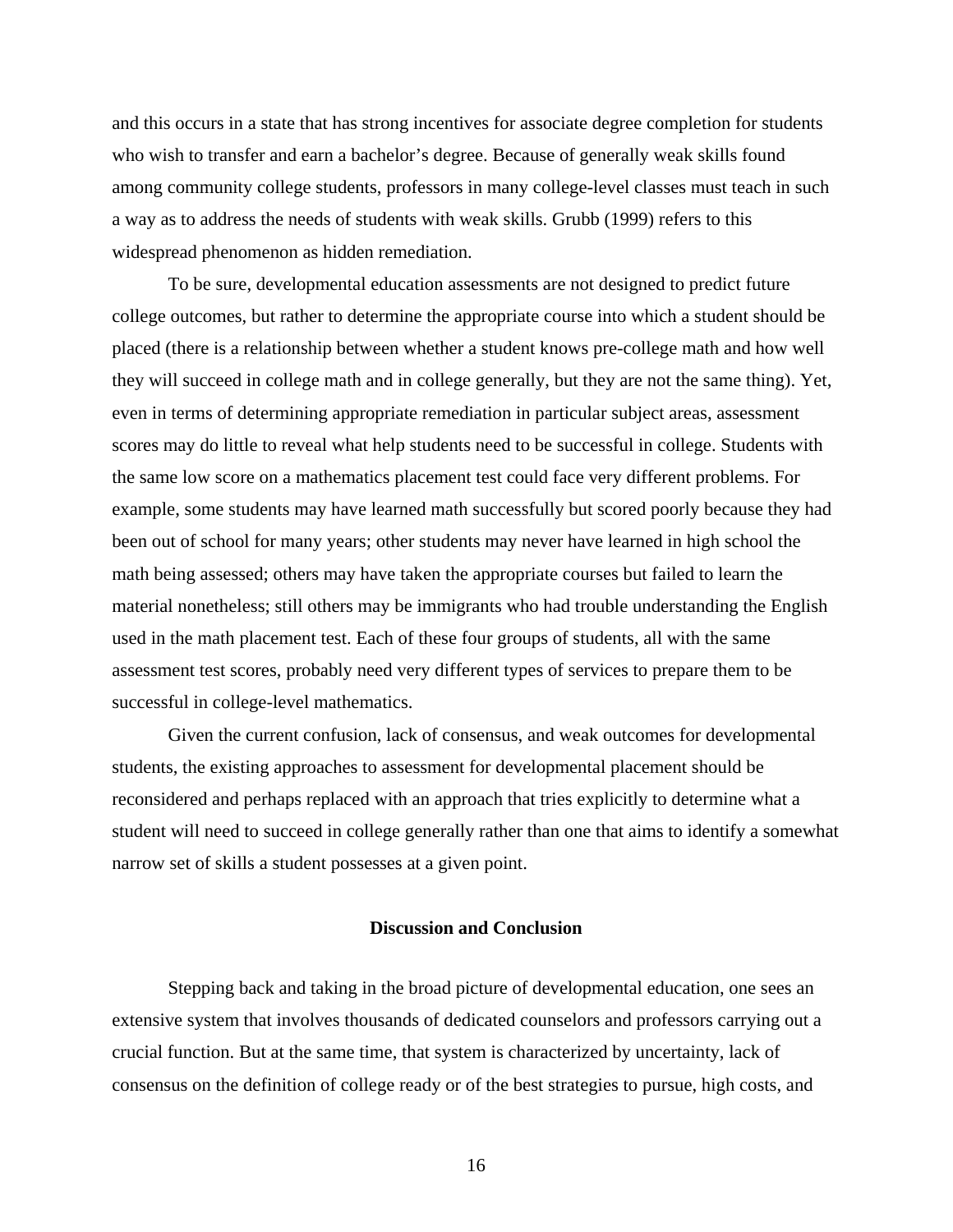and this occurs in a state that has strong incentives for associate degree completion for students who wish to transfer and earn a bachelor's degree. Because of generally weak skills found among community college students, professors in many college-level classes must teach in such a way as to address the needs of students with weak skills. Grubb (1999) refers to this widespread phenomenon as hidden remediation.

To be sure, developmental education assessments are not designed to predict future college outcomes, but rather to determine the appropriate course into which a student should be placed (there is a relationship between whether a student knows pre-college math and how well they will succeed in college math and in college generally, but they are not the same thing). Yet, even in terms of determining appropriate remediation in particular subject areas, assessment scores may do little to reveal what help students need to be successful in college. Students with the same low score on a mathematics placement test could face very different problems. For example, some students may have learned math successfully but scored poorly because they had been out of school for many years; other students may never have learned in high school the math being assessed; others may have taken the appropriate courses but failed to learn the material nonetheless; still others may be immigrants who had trouble understanding the English used in the math placement test. Each of these four groups of students, all with the same assessment test scores, probably need very different types of services to prepare them to be successful in college-level mathematics.

Given the current confusion, lack of consensus, and weak outcomes for developmental students, the existing approaches to assessment for developmental placement should be reconsidered and perhaps replaced with an approach that tries explicitly to determine what a student will need to succeed in college generally rather than one that aims to identify a somewhat narrow set of skills a student possesses at a given point.

## Discussion and Conclusion

Stepping back and taking in the broad picture of developmental education, one sees an extensive system that involves thousands of dedicated counselors and professors carrying out a crucial function. But at the same time, that system is characterized by uncertainty, lack of consensus on the definition of college ready or of the best strategies to pursue, high costs, and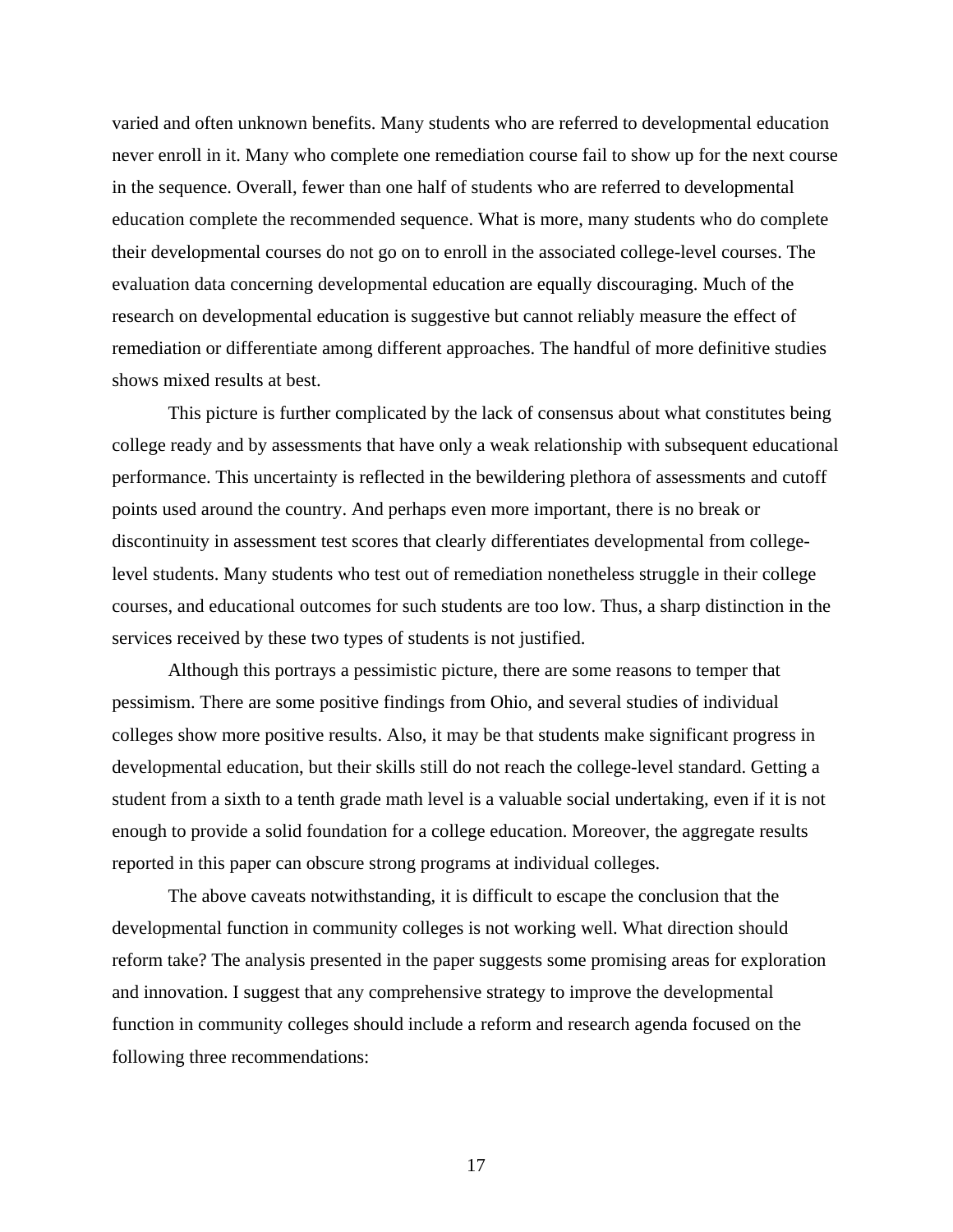varied and often unknown benefits. Many students who are referred to developmental education never enroll in it. Many who complete one remediation course fail to show up for the next course in the sequence. Overall, fewer than one half of students who are referred to developmental education complete the recommended sequence. What is more, many students who do complete their developmental courses do not go on to enroll in the associated college-level courses. The evaluation data concerning developmental education are equally discouraging. Much of the research on developmental education is suggestive but cannot reliably measure the effect of remediation or differentiate among different approaches. The handful of more definitive studies shows mixed results at best.

This picture is further complicated by the lack of consensus about what constitutes being college ready and by assessments that have only a weak relationship with subsequent educational performance. This uncertainty is reflected in the bewildering plethora of assessments and cutoff points used around the country. And perhaps even more important, there is no break or discontinuity in assessment test scores that clearly differentiates developmental from college-level students. Many students who test out of remediation nonetheless struggle in their college courses, and educational outcomes for such students are too low. Thus, a sharp distinction in the services received by these two types of students is not justified.

Although this portrays a pessimistic picture, there are some reasons to temper that pessimism. There are some positive findings from Ohio, and several studies of individual colleges show more positive results. Also, it may be that students make significant progress in developmental education, but their skills still do not reach the college-level standard. Getting a student from a sixth to a tenth grade math level is a valuable social undertaking, even if it is not enough to provide a solid foundation for a college education. Moreover, the aggregate results reported in this paper can obscure strong programs at individual colleges.

The above caveats notwithstanding, it is difficult to escape the conclusion that the developmental function in community colleges is not working well. What direction should reform take? The analysis presented in the paper suggests some promising areas for exploration and innovation. I suggest that any comprehensive strategy to improve the developmental function in community colleges should include a reform and research agenda focused on the following three recommendations: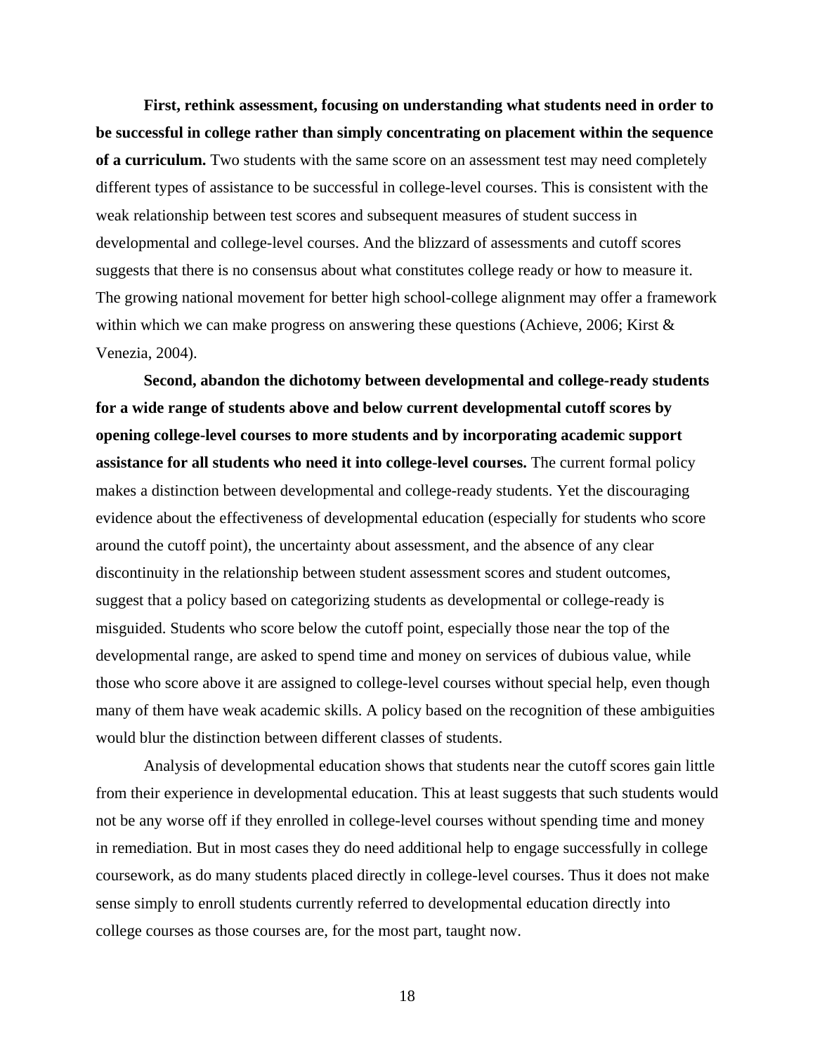**First, rethink assessment, focusing on understanding what students need in order to be successful in college rather than simply concentrating on placement within the sequence of a curriculum.** Two students with the same score on an assessment test may need completely different types of assistance to be successful in college-level courses. This is consistent with the weak relationship between test scores and subsequent measures of student success in developmental and college-level courses. And the blizzard of assessments and cutoff scores suggests that there is no consensus about what constitutes college ready or how to measure it. The growing national movement for better high school-college alignment may offer a framework within which we can make progress on answering these questions (Achieve, 2006; Kirst & Venezia, 2004).

**Second, abandon the dichotomy between developmental and college-ready students for a wide range of students above and below current developmental cutoff scores by opening college-level courses to more students and by incorporating academic support assistance for all students who need it into college-level courses.** The current formal policy makes a distinction between developmental and college-ready students. Yet the discouraging evidence about the effectiveness of developmental education (especially for students who score around the cutoff point), the uncertainty about assessment, and the absence of any clear discontinuity in the relationship between student assessment scores and student outcomes, suggest that a policy based on categorizing students as developmental or college-ready is misguided. Students who score below the cutoff point, especially those near the top of the developmental range, are asked to spend time and money on services of dubious value, while those who score above it are assigned to college-level courses without special help, even though many of them have weak academic skills. A policy based on the recognition of these ambiguities would blur the distinction between different classes of students.

Analysis of developmental education shows that students near the cutoff scores gain little from their experience in developmental education. This at least suggests that such students would not be any worse off if they enrolled in college-level courses without spending time and money in remediation. But in most cases they do need additional help to engage successfully in college coursework, as do many students placed directly in college-level courses. Thus it does not make sense simply to enroll students currently referred to developmental education directly into college courses as those courses are, for the most part, taught now.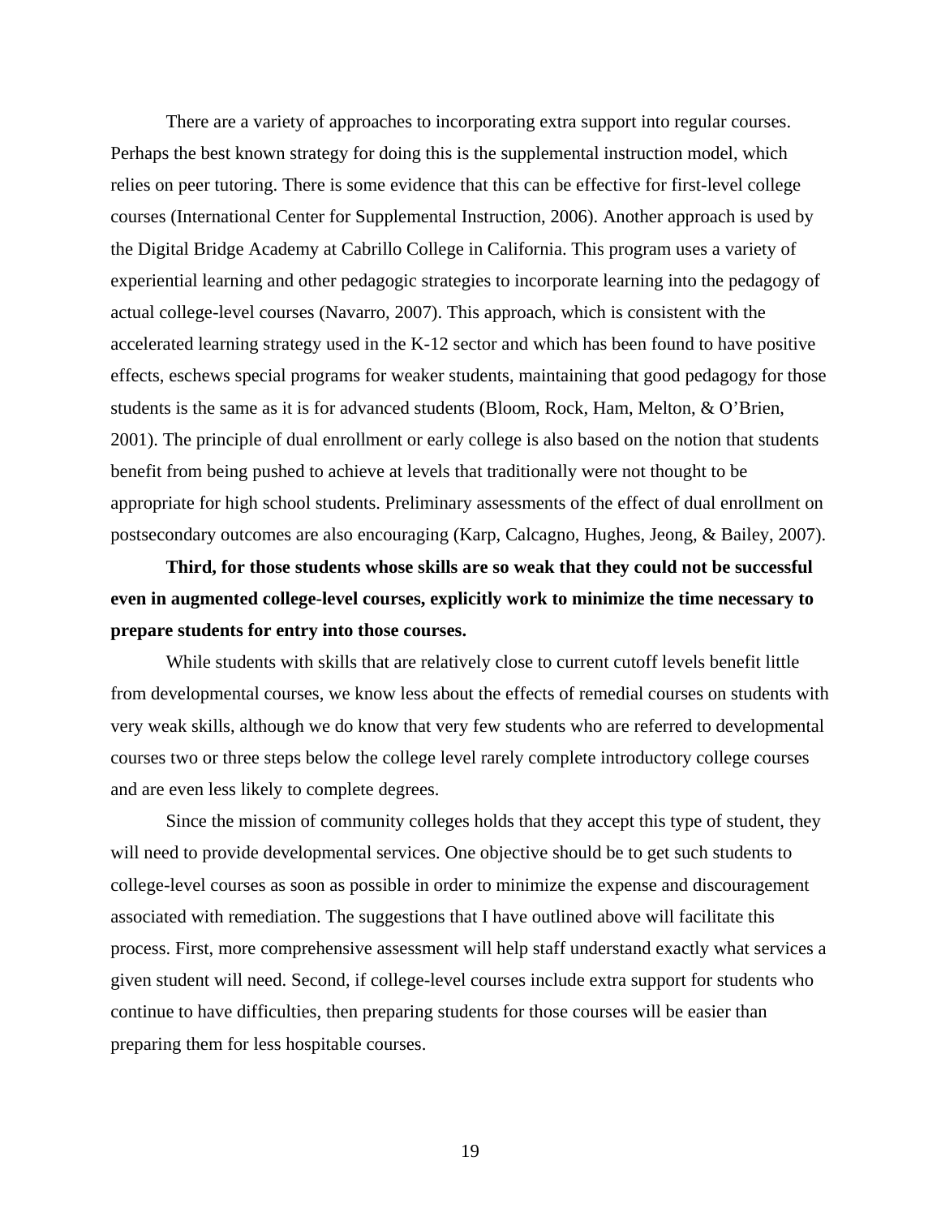There are a variety of approaches to incorporating extra support into regular courses. Perhaps the best known strategy for doing this is the supplemental instruction model, which relies on peer tutoring. There is some evidence that this can be effective for first-level college courses (International Center for Supplemental Instruction, 2006). Another approach is used by the Digital Bridge Academy at Cabrillo College in California. This program uses a variety of experiential learning and other pedagogic strategies to incorporate learning into the pedagogy of actual college-level courses (Navarro, 2007). This approach, which is consistent with the accelerated learning strategy used in the K-12 sector and which has been found to have positive effects, eschews special programs for weaker students, maintaining that good pedagogy for those students is the same as it is for advanced students (Bloom, Rock, Ham, Melton, & O'Brien, 2001). The principle of dual enrollment or early college is also based on the notion that students benefit from being pushed to achieve at levels that traditionally were not thought to be appropriate for high school students. Preliminary assessments of the effect of dual enrollment on postsecondary outcomes are also encouraging (Karp, Calcagno, Hughes, Jeong, & Bailey, 2007).

**Third, for those students whose skills are so weak that they could not be successful even in augmented college-level courses, explicitly work to minimize the time necessary to prepare students for entry into those courses.**

While students with skills that are relatively close to current cutoff levels benefit little from developmental courses, we know less about the effects of remedial courses on students with very weak skills, although we do know that very few students who are referred to developmental courses two or three steps below the college level rarely complete introductory college courses and are even less likely to complete degrees.

Since the mission of community colleges holds that they accept this type of student, they will need to provide developmental services. One objective should be to get such students to college-level courses as soon as possible in order to minimize the expense and discouragement associated with remediation. The suggestions that I have outlined above will facilitate this process. First, more comprehensive assessment will help staff understand exactly what services a given student will need. Second, if college-level courses include extra support for students who continue to have difficulties, then preparing students for those courses will be easier than preparing them for less hospitable courses.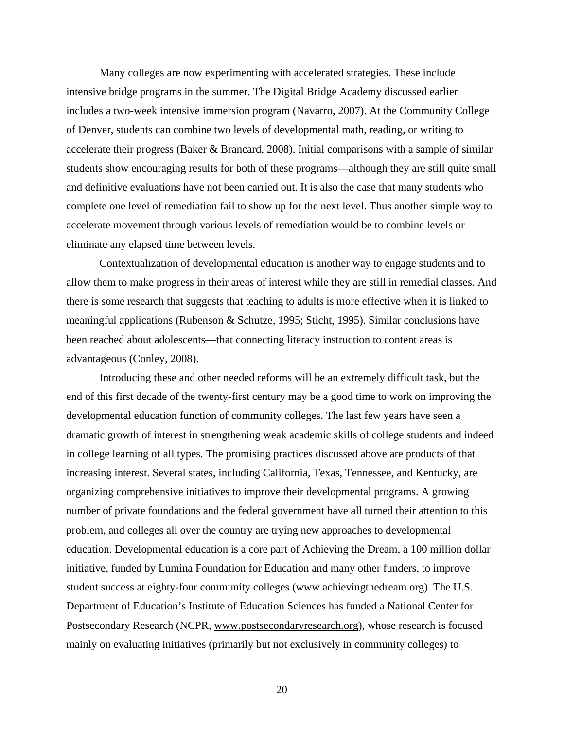Many colleges are now experimenting with accelerated strategies. These include intensive bridge programs in the summer. The Digital Bridge Academy discussed earlier includes a two-week intensive immersion program (Navarro, 2007). At the Community College of Denver, students can combine two levels of developmental math, reading, or writing to accelerate their progress (Baker & Brancard, 2008). Initial comparisons with a sample of similar students show encouraging results for both of these programs—although they are still quite small and definitive evaluations have not been carried out. It is also the case that many students who complete one level of remediation fail to show up for the next level. Thus another simple way to accelerate movement through various levels of remediation would be to combine levels or eliminate any elapsed time between levels.

Contextualization of developmental education is another way to engage students and to allow them to make progress in their areas of interest while they are still in remedial classes. And there is some research that suggests that teaching to adults is more effective when it is linked to meaningful applications (Rubenson & Schutze, 1995; Sticht, 1995). Similar conclusions have been reached about adolescents—that connecting literacy instruction to content areas is advantageous (Conley, 2008).

Introducing these and other needed reforms will be an extremely difficult task, but the end of this first decade of the twenty-first century may be a good time to work on improving the developmental education function of community colleges. The last few years have seen a dramatic growth of interest in strengthening weak academic skills of college students and indeed in college learning of all types. The promising practices discussed above are products of that increasing interest. Several states, including California, Texas, Tennessee, and Kentucky, are organizing comprehensive initiatives to improve their developmental programs. A growing number of private foundations and the federal government have all turned their attention to this problem, and colleges all over the country are trying new approaches to developmental education. Developmental education is a core part of Achieving the Dream, a 100 million dollar initiative, funded by Lumina Foundation for Education and many other funders, to improve student success at eighty-four community colleges (www.achievingthedream.org). The U.S. Department of Education's Institute of Education Sciences has funded a National Center for Postsecondary Research (NCPR, www.postsecondaryresearch.org), whose research is focused mainly on evaluating initiatives (primarily but not exclusively in community colleges) to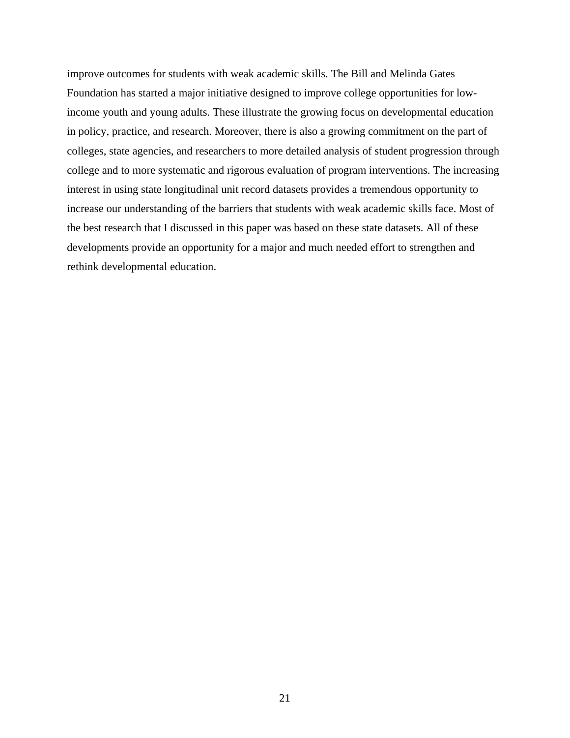improve outcomes for students with weak academic skills. The Bill and Melinda Gates Foundation has started a major initiative designed to improve college opportunities for low-income youth and young adults. These illustrate the growing focus on developmental education in policy, practice, and research. Moreover, there is also a growing commitment on the part of colleges, state agencies, and researchers to more detailed analysis of student progression through college and to more systematic and rigorous evaluation of program interventions. The increasing interest in using state longitudinal unit record datasets provides a tremendous opportunity to increase our understanding of the barriers that students with weak academic skills face. Most of the best research that I discussed in this paper was based on these state datasets. All of these developments provide an opportunity for a major and much needed effort to strengthen and rethink developmental education.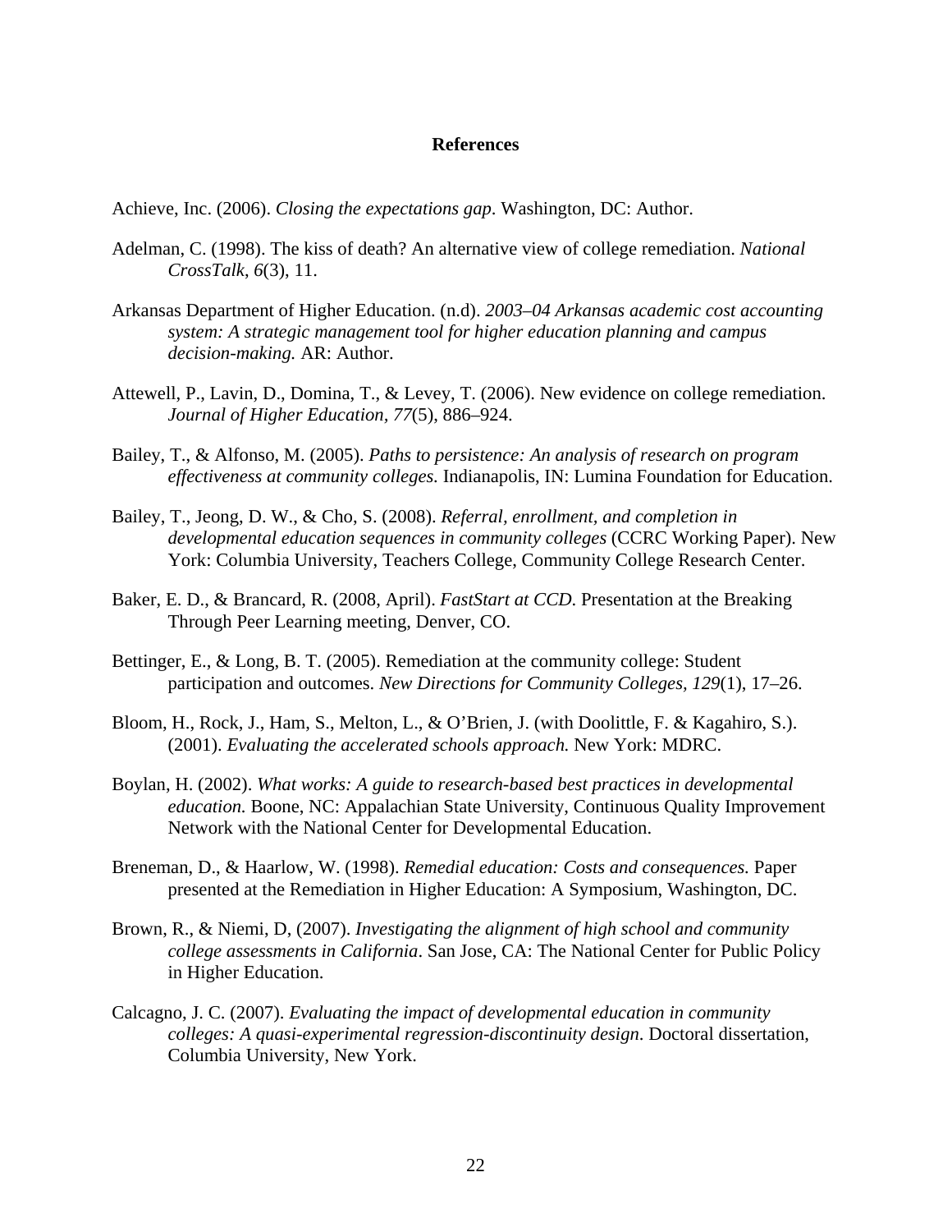# References

Achieve, Inc. (2006). *Closing the expectations gap*. Washington, DC: Author.

Adelman, C. (1998). The kiss of death? An alternative view of college remediation. *National CrossTalk, 6*(3), 11.

Arkansas Department of Higher Education. (n.d). *2003–04 Arkansas academic cost accounting system: A strategic management tool for higher education planning and campus decision-making.* AR: Author.

Attewell, P., Lavin, D., Domina, T., & Levey, T. (2006). New evidence on college remediation. *Journal of Higher Education, 77*(5), 886–924.

Bailey, T., & Alfonso, M. (2005). *Paths to persistence: An analysis of research on program effectiveness at community colleges.* Indianapolis, IN: Lumina Foundation for Education.

Bailey, T., Jeong, D. W., & Cho, S. (2008). *Referral, enrollment, and completion in developmental education sequences in community colleges* (CCRC Working Paper). New York: Columbia University, Teachers College, Community College Research Center.

Baker, E. D., & Brancard, R. (2008, April). *FastStart at CCD.* Presentation at the Breaking Through Peer Learning meeting, Denver, CO.

Bettinger, E., & Long, B. T. (2005). Remediation at the community college: Student participation and outcomes. *New Directions for Community Colleges, 129*(1), 17–26.

Bloom, H., Rock, J., Ham, S., Melton, L., & O'Brien, J. (with Doolittle, F. & Kagahiro, S.). (2001). *Evaluating the accelerated schools approach.* New York: MDRC.

Boylan, H. (2002). *What works: A guide to research-based best practices in developmental education.* Boone, NC: Appalachian State University, Continuous Quality Improvement Network with the National Center for Developmental Education.

Breneman, D., & Haarlow, W. (1998). *Remedial education: Costs and consequences.* Paper presented at the Remediation in Higher Education: A Symposium, Washington, DC.

Brown, R., & Niemi, D, (2007). *Investigating the alignment of high school and community college assessments in California*. San Jose, CA: The National Center for Public Policy in Higher Education.

Calcagno, J. C. (2007). *Evaluating the impact of developmental education in community colleges: A quasi-experimental regression-discontinuity design*. Doctoral dissertation, Columbia University, New York.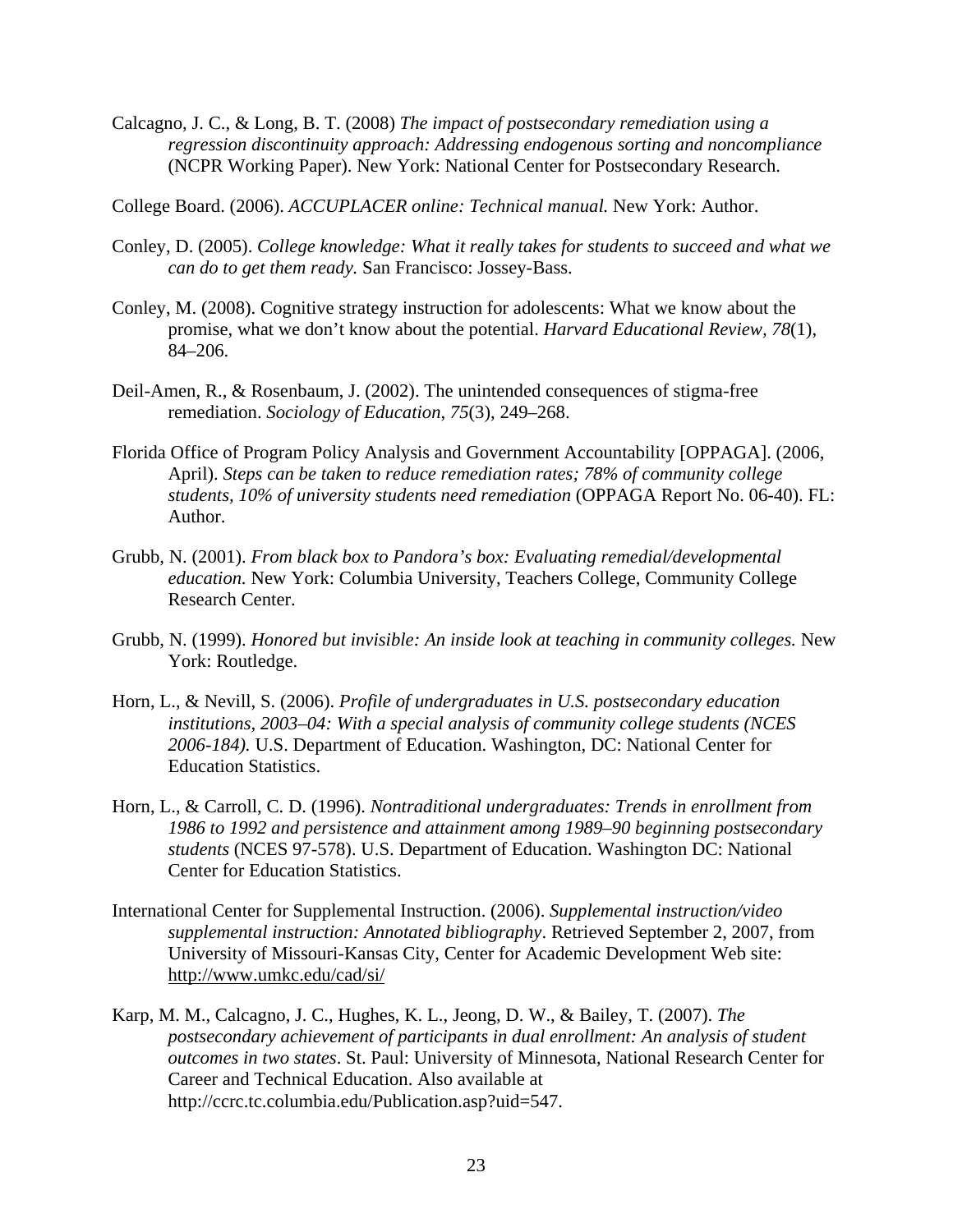Calcagno, J. C., & Long, B. T. (2008) *The impact of postsecondary remediation using a regression discontinuity approach: Addressing endogenous sorting and noncompliance* (NCPR Working Paper). New York: National Center for Postsecondary Research.

College Board. (2006). *ACCUPLACER online: Technical manual.* New York: Author.

Conley, D. (2005). *College knowledge: What it really takes for students to succeed and what we can do to get them ready.* San Francisco: Jossey-Bass.

Conley, M. (2008). Cognitive strategy instruction for adolescents: What we know about the promise, what we don't know about the potential. *Harvard Educational Review, 78*(1), 84–206.

Deil-Amen, R., & Rosenbaum, J. (2002). The unintended consequences of stigma-free remediation. *Sociology of Education*, *75*(3), 249–268.

Florida Office of Program Policy Analysis and Government Accountability [OPPAGA]. (2006, April). *Steps can be taken to reduce remediation rates; 78% of community college students, 10% of university students need remediation* (OPPAGA Report No. 06-40). FL: Author.

Grubb, N. (2001). *From black box to Pandora's box: Evaluating remedial/developmental education.* New York: Columbia University, Teachers College, Community College Research Center.

Grubb, N. (1999). *Honored but invisible: An inside look at teaching in community colleges.* New York: Routledge.

Horn, L., & Nevill, S. (2006). *Profile of undergraduates in U.S. postsecondary education institutions, 2003–04: With a special analysis of community college students (NCES 2006-184).* U.S. Department of Education. Washington, DC: National Center for Education Statistics.

Horn, L., & Carroll, C. D. (1996). *Nontraditional undergraduates: Trends in enrollment from 1986 to 1992 and persistence and attainment among 1989–90 beginning postsecondary students* (NCES 97-578). U.S. Department of Education. Washington DC: National Center for Education Statistics.

International Center for Supplemental Instruction. (2006). *Supplemental instruction/video supplemental instruction: Annotated bibliography*. Retrieved September 2, 2007, from University of Missouri-Kansas City, Center for Academic Development Web site: http://www.umkc.edu/cad/si/

Karp, M. M., Calcagno, J. C., Hughes, K. L., Jeong, D. W., & Bailey, T. (2007). *The postsecondary achievement of participants in dual enrollment: An analysis of student outcomes in two states*. St. Paul: University of Minnesota, National Research Center for Career and Technical Education. Also available at http://ccrc.tc.columbia.edu/Publication.asp?uid=547.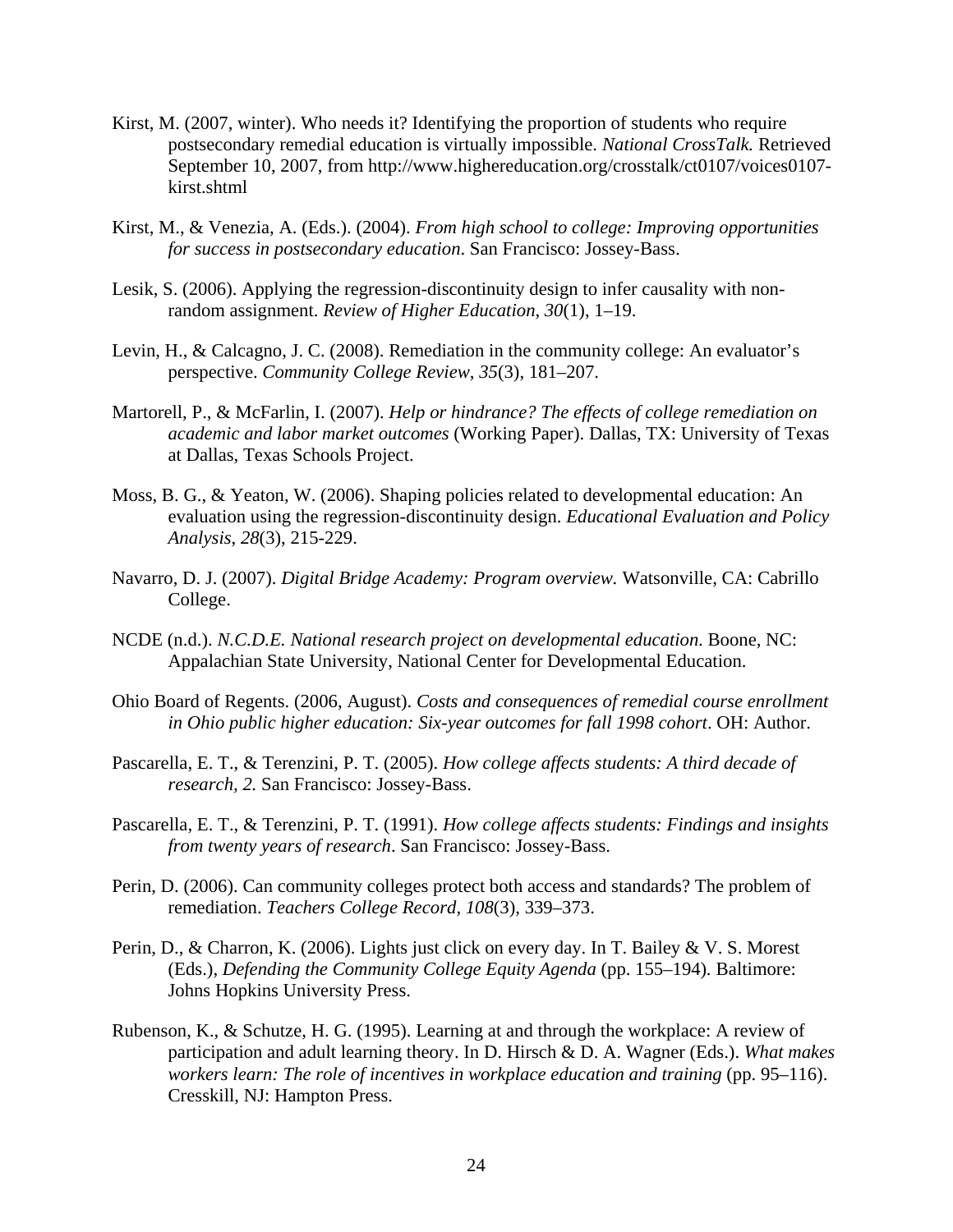Kirst, M. (2007, winter). Who needs it? Identifying the proportion of students who require postsecondary remedial education is virtually impossible. *National CrossTalk.* Retrieved September 10, 2007, from http://www.highereducation.org/crosstalk/ct0107/voices0107-kirst.shtml

Kirst, M., & Venezia, A. (Eds.). (2004). *From high school to college: Improving opportunities for success in postsecondary education*. San Francisco: Jossey-Bass.

Lesik, S. (2006). Applying the regression-discontinuity design to infer causality with non-random assignment. *Review of Higher Education*, *30*(1), 1–19.

Levin, H., & Calcagno, J. C. (2008). Remediation in the community college: An evaluator's perspective. *Community College Review*, *35*(3), 181–207.

Martorell, P., & McFarlin, I. (2007). *Help or hindrance? The effects of college remediation on academic and labor market outcomes* (Working Paper). Dallas, TX: University of Texas at Dallas, Texas Schools Project.

Moss, B. G., & Yeaton, W. (2006). Shaping policies related to developmental education: An evaluation using the regression-discontinuity design. *Educational Evaluation and Policy Analysis*, *28*(3), 215-229.

Navarro, D. J. (2007). *Digital Bridge Academy: Program overview.* Watsonville, CA: Cabrillo College.

NCDE (n.d.). *N.C.D.E. National research project on developmental education*. Boone, NC: Appalachian State University, National Center for Developmental Education.

Ohio Board of Regents. (2006, August). *Costs and consequences of remedial course enrollment in Ohio public higher education: Six-year outcomes for fall 1998 cohort*. OH: Author.

Pascarella, E. T., & Terenzini, P. T. (2005). *How college affects students: A third decade of research, 2.* San Francisco: Jossey-Bass.

Pascarella, E. T., & Terenzini, P. T. (1991). *How college affects students: Findings and insights from twenty years of research*. San Francisco: Jossey-Bass.

Perin, D. (2006). Can community colleges protect both access and standards? The problem of remediation. *Teachers College Record, 108*(3), 339–373.

Perin, D., & Charron, K. (2006). Lights just click on every day. In T. Bailey & V. S. Morest (Eds.), *Defending the Community College Equity Agenda* (pp. 155–194). Baltimore: Johns Hopkins University Press.

Rubenson, K., & Schutze, H. G. (1995). Learning at and through the workplace: A review of participation and adult learning theory. In D. Hirsch & D. A. Wagner (Eds.). *What makes workers learn: The role of incentives in workplace education and training* (pp. 95–116). Cresskill, NJ: Hampton Press.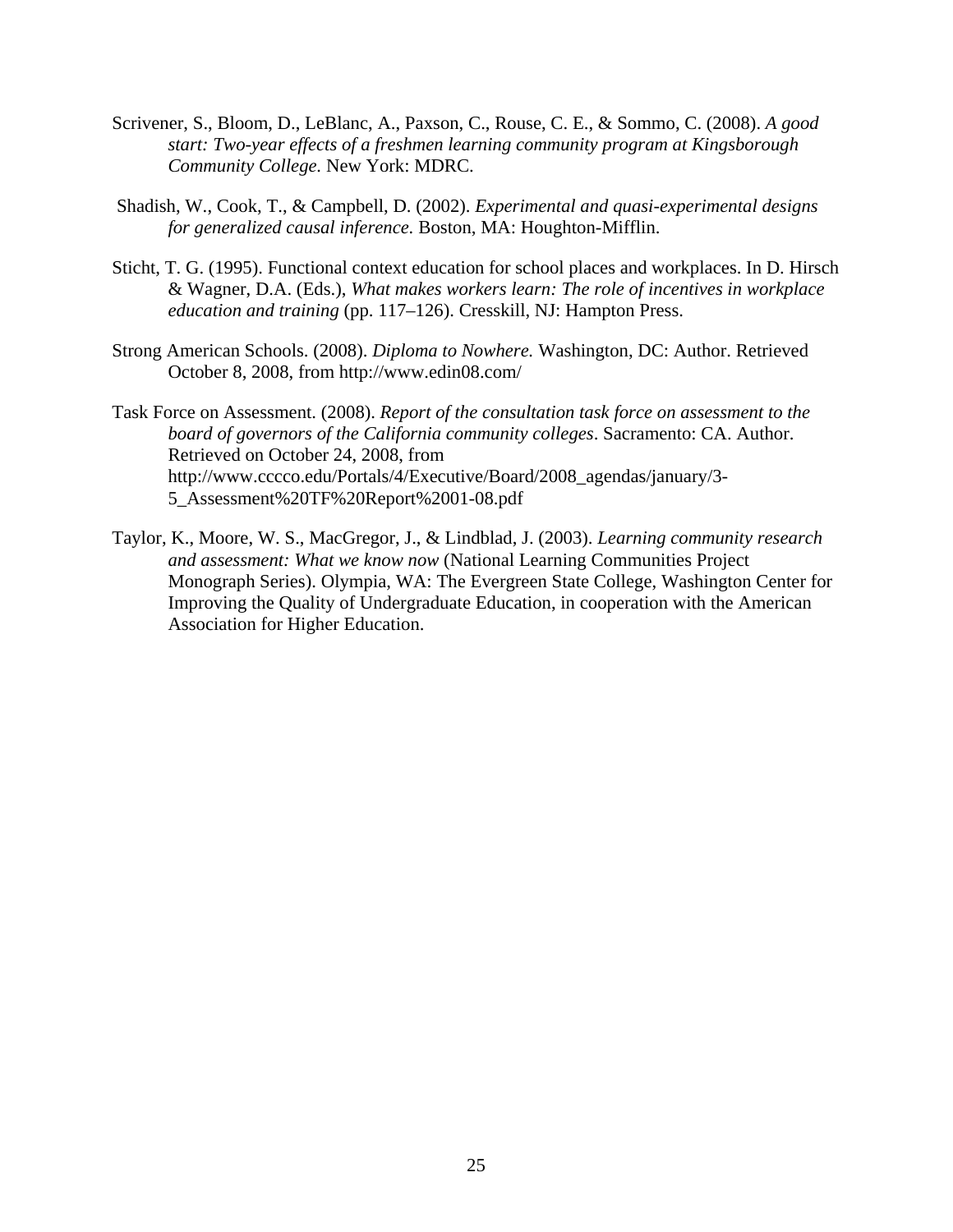Scrivener, S., Bloom, D., LeBlanc, A., Paxson, C., Rouse, C. E., & Sommo, C. (2008). *A good start: Two-year effects of a freshmen learning community program at Kingsborough Community College.* New York: MDRC.

Shadish, W., Cook, T., & Campbell, D. (2002). *Experimental and quasi-experimental designs for generalized causal inference.* Boston, MA: Houghton-Mifflin.

Sticht, T. G. (1995). Functional context education for school places and workplaces. In D. Hirsch & Wagner, D.A. (Eds.), *What makes workers learn: The role of incentives in workplace education and training* (pp. 117–126). Cresskill, NJ: Hampton Press.

Strong American Schools. (2008). *Diploma to Nowhere.* Washington, DC: Author. Retrieved October 8, 2008, from http://www.edin08.com/

Task Force on Assessment. (2008). *Report of the consultation task force on assessment to the board of governors of the California community colleges*. Sacramento: CA. Author. Retrieved on October 24, 2008, from http://www.cccco.edu/Portals/4/Executive/Board/2008_agendas/january/3-5_Assessment%20TF%20Report%2001-08.pdf

Taylor, K., Moore, W. S., MacGregor, J., & Lindblad, J. (2003). *Learning community research and assessment: What we know now* (National Learning Communities Project Monograph Series). Olympia, WA: The Evergreen State College, Washington Center for Improving the Quality of Undergraduate Education, in cooperation with the American Association for Higher Education.